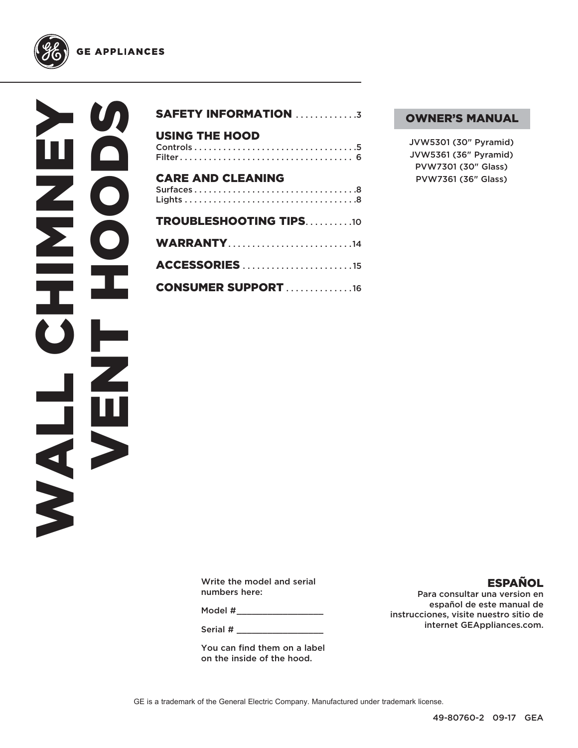GE APPLIANCES

# WALL CHIMNEY VENT HOODS

**SAFETY INFORMATION** . . . . . . . . . . . . .3

**USING THE HOOD**
Controls . . . . . . . . . . . . . . . . . . . . . . . . . . . . . . . . . .5
Filter . . . . . . . . . . . . . . . . . . . . . . . . . . . . . . . . . . . 6

**CARE AND CLEANING**
Surfaces . . . . . . . . . . . . . . . . . . . . . . . . . . . . . . . . . .8
Lights . . . . . . . . . . . . . . . . . . . . . . . . . . . . . . . . . . . .8

**TROUBLESHOOTING TIPS**. . . . . . . . . .10

**WARRANTY**. . . . . . . . . . . . . . . . . . . . . . . . . .14

**ACCESSORIES** . . . . . . . . . . . . . . . . . . . . . . .15

**CONSUMER SUPPORT** . . . . . . . . . . . . . .16

## OWNER'S MANUAL

JVW5301 (30″ Pyramid)
JVW5361 (36″ Pyramid)
PVW7301 (30″ Glass)
PVW7361 (36″ Glass)

Write the model and serial numbers here:

Model #_________________

Serial # _________________

You can find them on a label on the inside of the hood.

**ESPAÑOL**
Para consultar una version en español de este manual de instrucciones, visite nuestro sitio de internet GEAppliances.com.

GE is a trademark of the General Electric Company. Manufactured under trademark license.

49-80760-2 09-17 GEA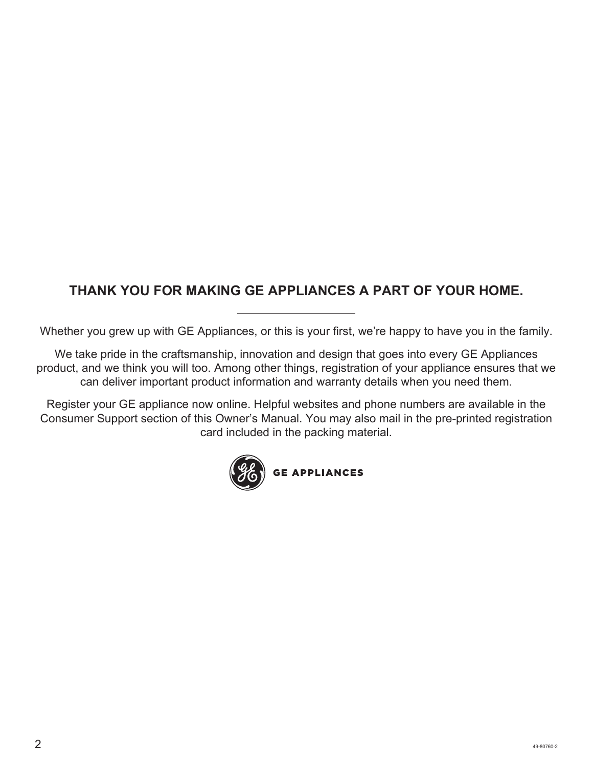## THANK YOU FOR MAKING GE APPLIANCES A PART OF YOUR HOME.

Whether you grew up with GE Appliances, or this is your first, we're happy to have you in the family.

We take pride in the craftsmanship, innovation and design that goes into every GE Appliances product, and we think you will too. Among other things, registration of your appliance ensures that we can deliver important product information and warranty details when you need them.

Register your GE appliance now online. Helpful websites and phone numbers are available in the Consumer Support section of this Owner's Manual. You may also mail in the pre-printed registration card included in the packing material.

GE APPLIANCES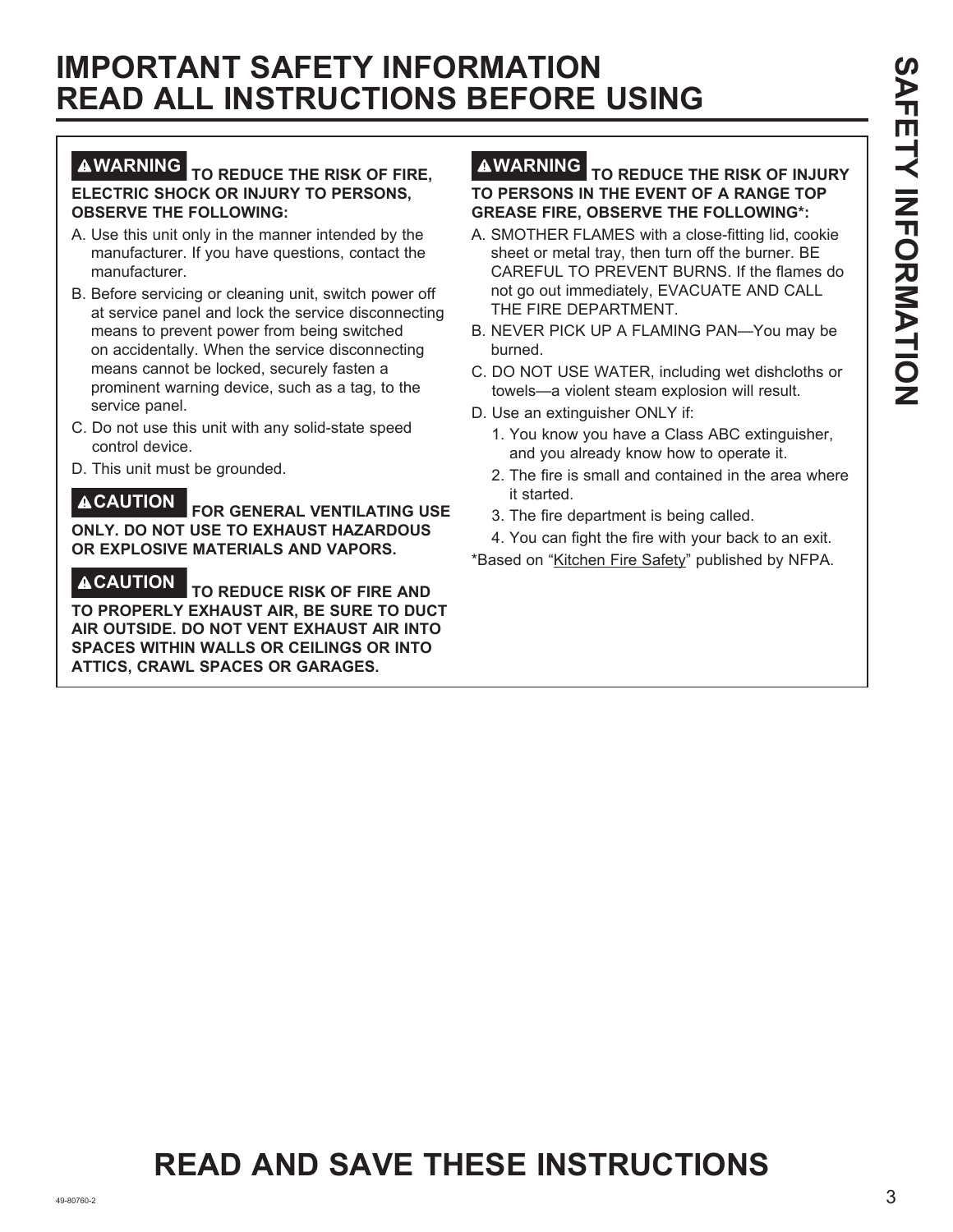# IMPORTANT SAFETY INFORMATION
# READ ALL INSTRUCTIONS BEFORE USING

**⚠WARNING TO REDUCE THE RISK OF FIRE, ELECTRIC SHOCK OR INJURY TO PERSONS, OBSERVE THE FOLLOWING:**

A. Use this unit only in the manner intended by the manufacturer. If you have questions, contact the manufacturer.

B. Before servicing or cleaning unit, switch power off at service panel and lock the service disconnecting means to prevent power from being switched on accidentally. When the service disconnecting means cannot be locked, securely fasten a prominent warning device, such as a tag, to the service panel.

C. Do not use this unit with any solid-state speed control device.

D. This unit must be grounded.

**⚠CAUTION FOR GENERAL VENTILATING USE ONLY. DO NOT USE TO EXHAUST HAZARDOUS OR EXPLOSIVE MATERIALS AND VAPORS.**

**⚠CAUTION TO REDUCE RISK OF FIRE AND TO PROPERLY EXHAUST AIR, BE SURE TO DUCT AIR OUTSIDE. DO NOT VENT EXHAUST AIR INTO SPACES WITHIN WALLS OR CEILINGS OR INTO ATTICS, CRAWL SPACES OR GARAGES.**

**⚠WARNING TO REDUCE THE RISK OF INJURY TO PERSONS IN THE EVENT OF A RANGE TOP GREASE FIRE, OBSERVE THE FOLLOWING*:**

A. SMOTHER FLAMES with a close-fitting lid, cookie sheet or metal tray, then turn off the burner. BE CAREFUL TO PREVENT BURNS. If the flames do not go out immediately, EVACUATE AND CALL THE FIRE DEPARTMENT.

B. NEVER PICK UP A FLAMING PAN—You may be burned.

C. DO NOT USE WATER, including wet dishcloths or towels—a violent steam explosion will result.

D. Use an extinguisher ONLY if:

1. You know you have a Class ABC extinguisher, and you already know how to operate it.
2. The fire is small and contained in the area where it started.
3. The fire department is being called.
4. You can fight the fire with your back to an exit.

*Based on "Kitchen Fire Safety" published by NFPA.

## READ AND SAVE THESE INSTRUCTIONS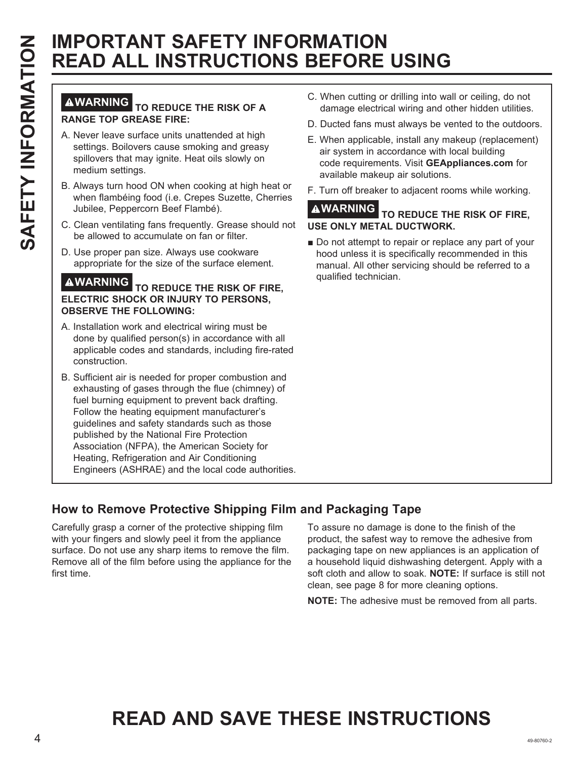# IMPORTANT SAFETY INFORMATION READ ALL INSTRUCTIONS BEFORE USING

**⚠WARNING TO REDUCE THE RISK OF A RANGE TOP GREASE FIRE:**

A. Never leave surface units unattended at high settings. Boilovers cause smoking and greasy spillovers that may ignite. Heat oils slowly on medium settings.

B. Always turn hood ON when cooking at high heat or when flambéing food (i.e. Crepes Suzette, Cherries Jubilee, Peppercorn Beef Flambé).

C. Clean ventilating fans frequently. Grease should not be allowed to accumulate on fan or filter.

D. Use proper pan size. Always use cookware appropriate for the size of the surface element.

**⚠WARNING TO REDUCE THE RISK OF FIRE, ELECTRIC SHOCK OR INJURY TO PERSONS, OBSERVE THE FOLLOWING:**

A. Installation work and electrical wiring must be done by qualified person(s) in accordance with all applicable codes and standards, including fire-rated construction.

B. Sufficient air is needed for proper combustion and exhausting of gases through the flue (chimney) of fuel burning equipment to prevent back drafting. Follow the heating equipment manufacturer's guidelines and safety standards such as those published by the National Fire Protection Association (NFPA), the American Society for Heating, Refrigeration and Air Conditioning Engineers (ASHRAE) and the local code authorities.

C. When cutting or drilling into wall or ceiling, do not damage electrical wiring and other hidden utilities.

D. Ducted fans must always be vented to the outdoors.

E. When applicable, install any makeup (replacement) air system in accordance with local building code requirements. Visit **GEAppliances.com** for available makeup air solutions.

F. Turn off breaker to adjacent rooms while working.

**⚠WARNING TO REDUCE THE RISK OF FIRE, USE ONLY METAL DUCTWORK.**

- Do not attempt to repair or replace any part of your hood unless it is specifically recommended in this manual. All other servicing should be referred to a qualified technician.

## How to Remove Protective Shipping Film and Packaging Tape

Carefully grasp a corner of the protective shipping film with your fingers and slowly peel it from the appliance surface. Do not use any sharp items to remove the film. Remove all of the film before using the appliance for the first time.

To assure no damage is done to the finish of the product, the safest way to remove the adhesive from packaging tape on new appliances is an application of a household liquid dishwashing detergent. Apply with a soft cloth and allow to soak. **NOTE:** If surface is still not clean, see page 8 for more cleaning options.

**NOTE:** The adhesive must be removed from all parts.

# READ AND SAVE THESE INSTRUCTIONS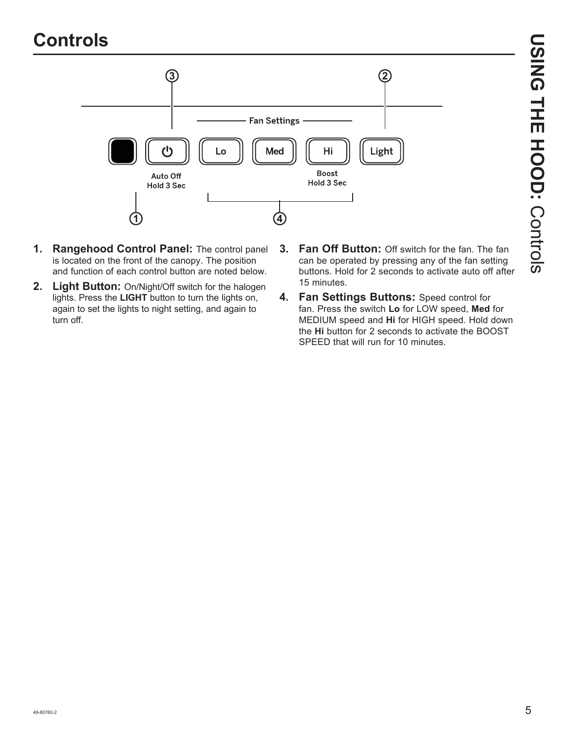# Controls

Fan Settings

Auto Off
Hold 3 Sec

Lo | Med | Hi | Light

Boost
Hold 3 Sec

1. **Rangehood Control Panel:** The control panel is located on the front of the canopy. The position and function of each control button are noted below.
2. **Light Button:** On/Night/Off switch for the halogen lights. Press the **LIGHT** button to turn the lights on, again to set the lights to night setting, and again to turn off.
3. **Fan Off Button:** Off switch for the fan. The fan can be operated by pressing any of the fan setting buttons. Hold for 2 seconds to activate auto off after 15 minutes.
4. **Fan Settings Buttons:** Speed control for fan. Press the switch **Lo** for LOW speed, **Med** for MEDIUM speed and **Hi** for HIGH speed. Hold down the **Hi** button for 2 seconds to activate the BOOST SPEED that will run for 10 minutes.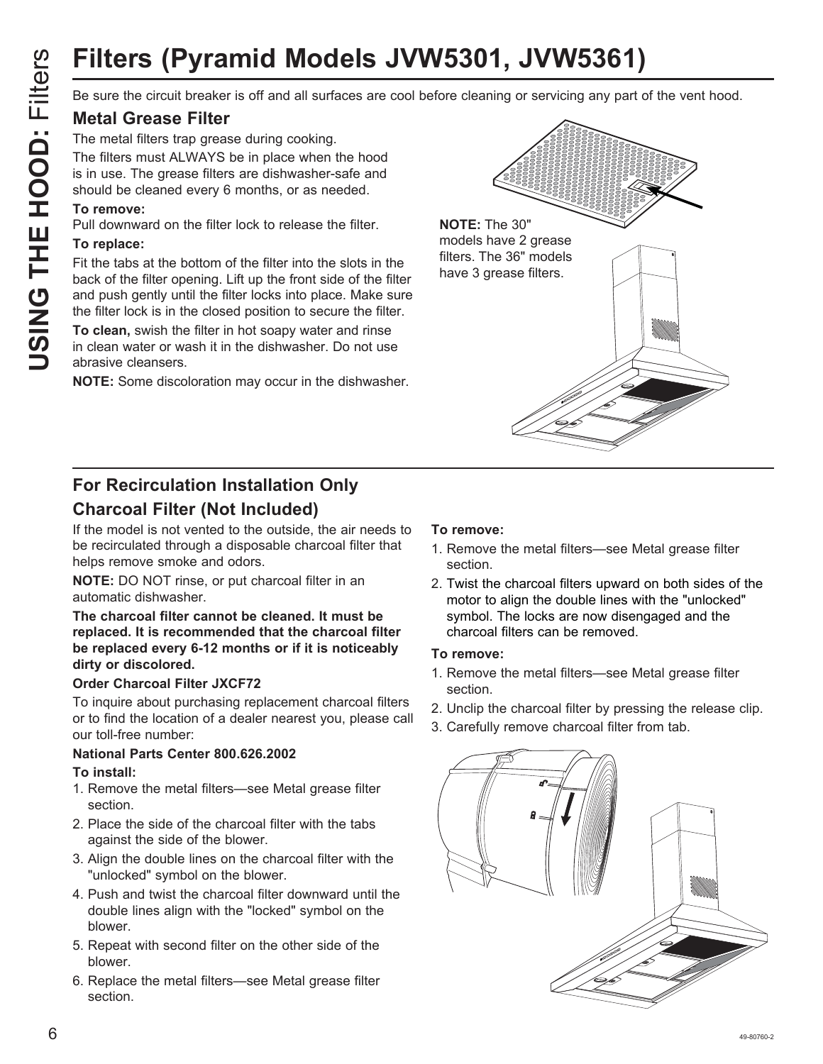# Filters (Pyramid Models JVW5301, JVW5361)

Be sure the circuit breaker is off and all surfaces are cool before cleaning or servicing any part of the vent hood.

## Metal Grease Filter

The metal filters trap grease during cooking.

The filters must ALWAYS be in place when the hood is in use. The grease filters are dishwasher-safe and should be cleaned every 6 months, or as needed.

**To remove:**

Pull downward on the filter lock to release the filter.

**To replace:**

Fit the tabs at the bottom of the filter into the slots in the back of the filter opening. Lift up the front side of the filter and push gently until the filter locks into place. Make sure the filter lock is in the closed position to secure the filter.

**To clean,** swish the filter in hot soapy water and rinse in clean water or wash it in the dishwasher. Do not use abrasive cleansers.

**NOTE:** Some discoloration may occur in the dishwasher.

**NOTE:** The 30" models have 2 grease filters. The 36" models have 3 grease filters.

## For Recirculation Installation Only

## Charcoal Filter (Not Included)

If the model is not vented to the outside, the air needs to be recirculated through a disposable charcoal filter that helps remove smoke and odors.

**NOTE:** DO NOT rinse, or put charcoal filter in an automatic dishwasher.

**The charcoal filter cannot be cleaned. It must be replaced. It is recommended that the charcoal filter be replaced every 6-12 months or if it is noticeably dirty or discolored.**

**Order Charcoal Filter JXCF72**

To inquire about purchasing replacement charcoal filters or to find the location of a dealer nearest you, please call our toll-free number:

**National Parts Center 800.626.2002**

**To install:**

1. Remove the metal filters—see Metal grease filter section.
2. Place the side of the charcoal filter with the tabs against the side of the blower.
3. Align the double lines on the charcoal filter with the "unlocked" symbol on the blower.
4. Push and twist the charcoal filter downward until the double lines align with the "locked" symbol on the blower.
5. Repeat with second filter on the other side of the blower.
6. Replace the metal filters—see Metal grease filter section.

**To remove:**

1. Remove the metal filters—see Metal grease filter section.
2. Twist the charcoal filters upward on both sides of the motor to align the double lines with the "unlocked" symbol. The locks are now disengaged and the charcoal filters can be removed.

**To remove:**

1. Remove the metal filters—see Metal grease filter section.
2. Unclip the charcoal filter by pressing the release clip.
3. Carefully remove charcoal filter from tab.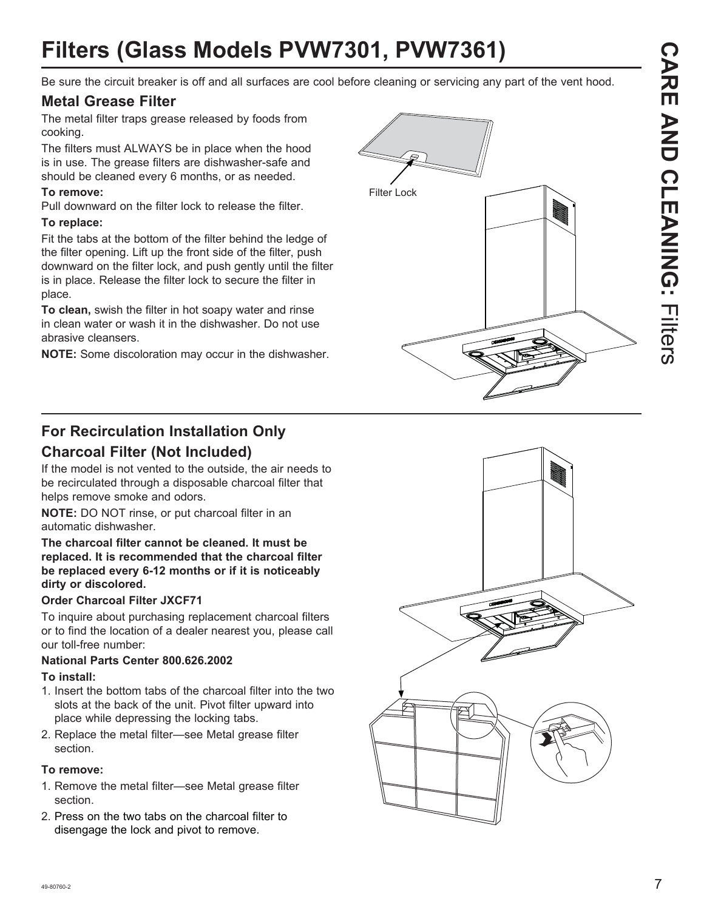# Filters (Glass Models PVW7301, PVW7361)

Be sure the circuit breaker is off and all surfaces are cool before cleaning or servicing any part of the vent hood.

## Metal Grease Filter

The metal filter traps grease released by foods from cooking.

The filters must ALWAYS be in place when the hood is in use. The grease filters are dishwasher-safe and should be cleaned every 6 months, or as needed.

**To remove:**

Pull downward on the filter lock to release the filter.

**To replace:**

Fit the tabs at the bottom of the filter behind the ledge of the filter opening. Lift up the front side of the filter, push downward on the filter lock, and push gently until the filter is in place. Release the filter lock to secure the filter in place.

**To clean,** swish the filter in hot soapy water and rinse in clean water or wash it in the dishwasher. Do not use abrasive cleansers.

**NOTE:** Some discoloration may occur in the dishwasher.

Filter Lock

## For Recirculation Installation Only

## Charcoal Filter (Not Included)

If the model is not vented to the outside, the air needs to be recirculated through a disposable charcoal filter that helps remove smoke and odors.

**NOTE:** DO NOT rinse, or put charcoal filter in an automatic dishwasher.

**The charcoal filter cannot be cleaned. It must be replaced. It is recommended that the charcoal filter be replaced every 6-12 months or if it is noticeably dirty or discolored.**

**Order Charcoal Filter JXCF71**

To inquire about purchasing replacement charcoal filters or to find the location of a dealer nearest you, please call our toll-free number:

**National Parts Center 800.626.2002**

**To install:**

1. Insert the bottom tabs of the charcoal filter into the two slots at the back of the unit. Pivot filter upward into place while depressing the locking tabs.
2. Replace the metal filter—see Metal grease filter section.

**To remove:**

1. Remove the metal filter—see Metal grease filter section.
2. Press on the two tabs on the charcoal filter to disengage the lock and pivot to remove.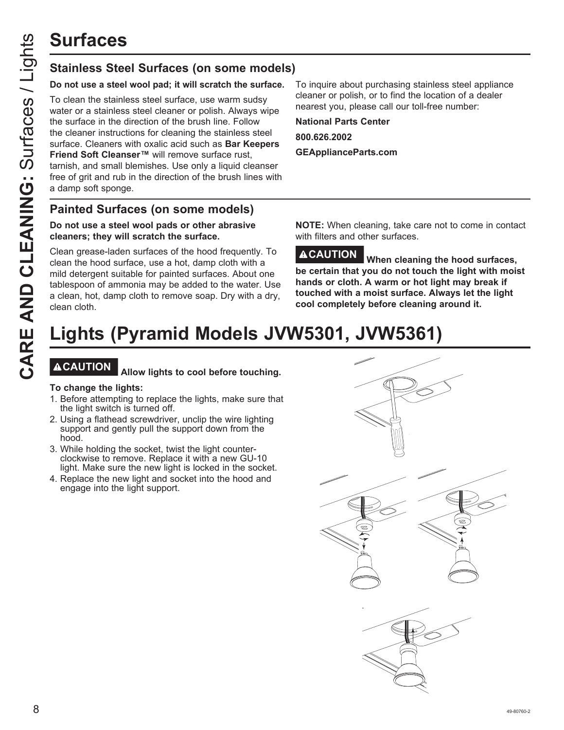# Surfaces

## Stainless Steel Surfaces (on some models)

**Do not use a steel wool pad; it will scratch the surface.**

To clean the stainless steel surface, use warm sudsy water or a stainless steel cleaner or polish. Always wipe the surface in the direction of the brush line. Follow the cleaner instructions for cleaning the stainless steel surface. Cleaners with oxalic acid such as **Bar Keepers Friend Soft Cleanser™** will remove surface rust, tarnish, and small blemishes. Use only a liquid cleanser free of grit and rub in the direction of the brush lines with a damp soft sponge.

To inquire about purchasing stainless steel appliance cleaner or polish, or to find the location of a dealer nearest you, please call our toll-free number:

**National Parts Center**

**800.626.2002**

**GEApplianceParts.com**

## Painted Surfaces (on some models)

**Do not use a steel wool pads or other abrasive cleaners; they will scratch the surface.**

Clean grease-laden surfaces of the hood frequently. To clean the hood surface, use a hot, damp cloth with a mild detergent suitable for painted surfaces. About one tablespoon of ammonia may be added to the water. Use a clean, hot, damp cloth to remove soap. Dry with a dry, clean cloth.

**NOTE:** When cleaning, take care not to come in contact with filters and other surfaces.

**⚠CAUTION When cleaning the hood surfaces, be certain that you do not touch the light with moist hands or cloth. A warm or hot light may break if touched with a moist surface. Always let the light cool completely before cleaning around it.**

# Lights (Pyramid Models JVW5301, JVW5361)

**⚠CAUTION Allow lights to cool before touching.**

**To change the lights:**

1. Before attempting to replace the lights, make sure that the light switch is turned off.
2. Using a flathead screwdriver, unclip the wire lighting support and gently pull the support down from the hood.
3. While holding the socket, twist the light counter-clockwise to remove. Replace it with a new GU-10 light. Make sure the new light is locked in the socket.
4. Replace the new light and socket into the hood and engage into the light support.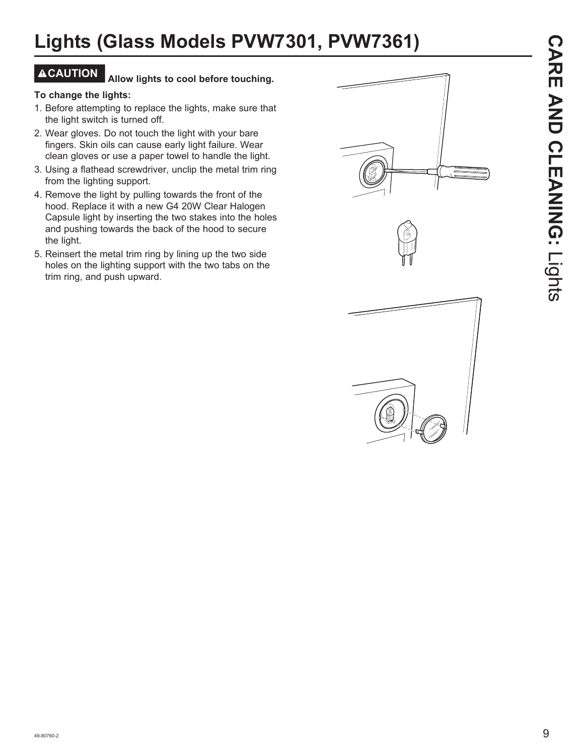# Lights (Glass Models PVW7301, PVW7361)

**⚠CAUTION Allow lights to cool before touching.**

**To change the lights:**

1. Before attempting to replace the lights, make sure that the light switch is turned off.
2. Wear gloves. Do not touch the light with your bare fingers. Skin oils can cause early light failure. Wear clean gloves or use a paper towel to handle the light.
3. Using a flathead screwdriver, unclip the metal trim ring from the lighting support.
4. Remove the light by pulling towards the front of the hood. Replace it with a new G4 20W Clear Halogen Capsule light by inserting the two stakes into the holes and pushing towards the back of the hood to secure the light.
5. Reinsert the metal trim ring by lining up the two side holes on the lighting support with the two tabs on the trim ring, and push upward.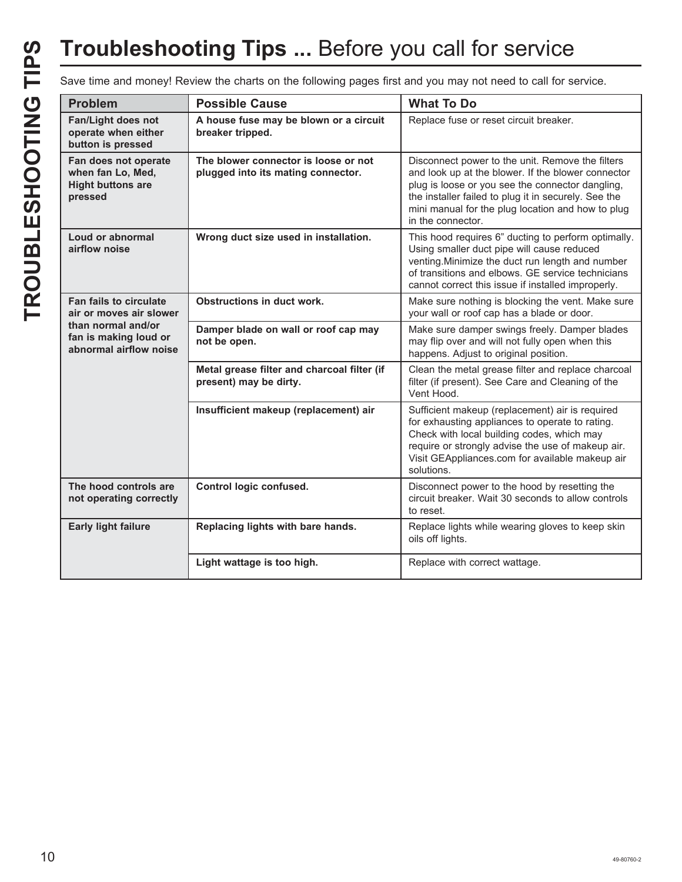# Troubleshooting Tips ... Before you call for service

Save time and money! Review the charts on the following pages first and you may not need to call for service.

| Problem | Possible Cause | What To Do |
|---|---|---|
| **Fan/Light does not operate when either button is pressed** | **A house fuse may be blown or a circuit breaker tripped.** | Replace fuse or reset circuit breaker. |
| **Fan does not operate when fan Lo, Med, Hight buttons are pressed** | **The blower connector is loose or not plugged into its mating connector.** | Disconnect power to the unit. Remove the filters and look up at the blower. If the blower connector plug is loose or you see the connector dangling, the installer failed to plug it in securely. See the mini manual for the plug location and how to plug in the connector. |
| **Loud or abnormal airflow noise** | **Wrong duct size used in installation.** | This hood requires 6” ducting to perform optimally. Using smaller duct pipe will cause reduced venting.Minimize the duct run length and number of transitions and elbows. GE service technicians cannot correct this issue if installed improperly. |
| **Fan fails to circulate air or moves air slower than normal and/or fan is making loud or abnormal airflow noise** | **Obstructions in duct work.** | Make sure nothing is blocking the vent. Make sure your wall or roof cap has a blade or door. |
| | **Damper blade on wall or roof cap may not be open.** | Make sure damper swings freely. Damper blades may flip over and will not fully open when this happens. Adjust to original position. |
| | **Metal grease filter and charcoal filter (if present) may be dirty.** | Clean the metal grease filter and replace charcoal filter (if present). See Care and Cleaning of the Vent Hood. |
| | **Insufficient makeup (replacement) air** | Sufficient makeup (replacement) air is required for exhausting appliances to operate to rating. Check with local building codes, which may require or strongly advise the use of makeup air. Visit GEAppliances.com for available makeup air solutions. |
| **The hood controls are not operating correctly** | **Control logic confused.** | Disconnect power to the hood by resetting the circuit breaker. Wait 30 seconds to allow controls to reset. |
| **Early light failure** | **Replacing lights with bare hands.** | Replace lights while wearing gloves to keep skin oils off lights. |
| | **Light wattage is too high.** | Replace with correct wattage. |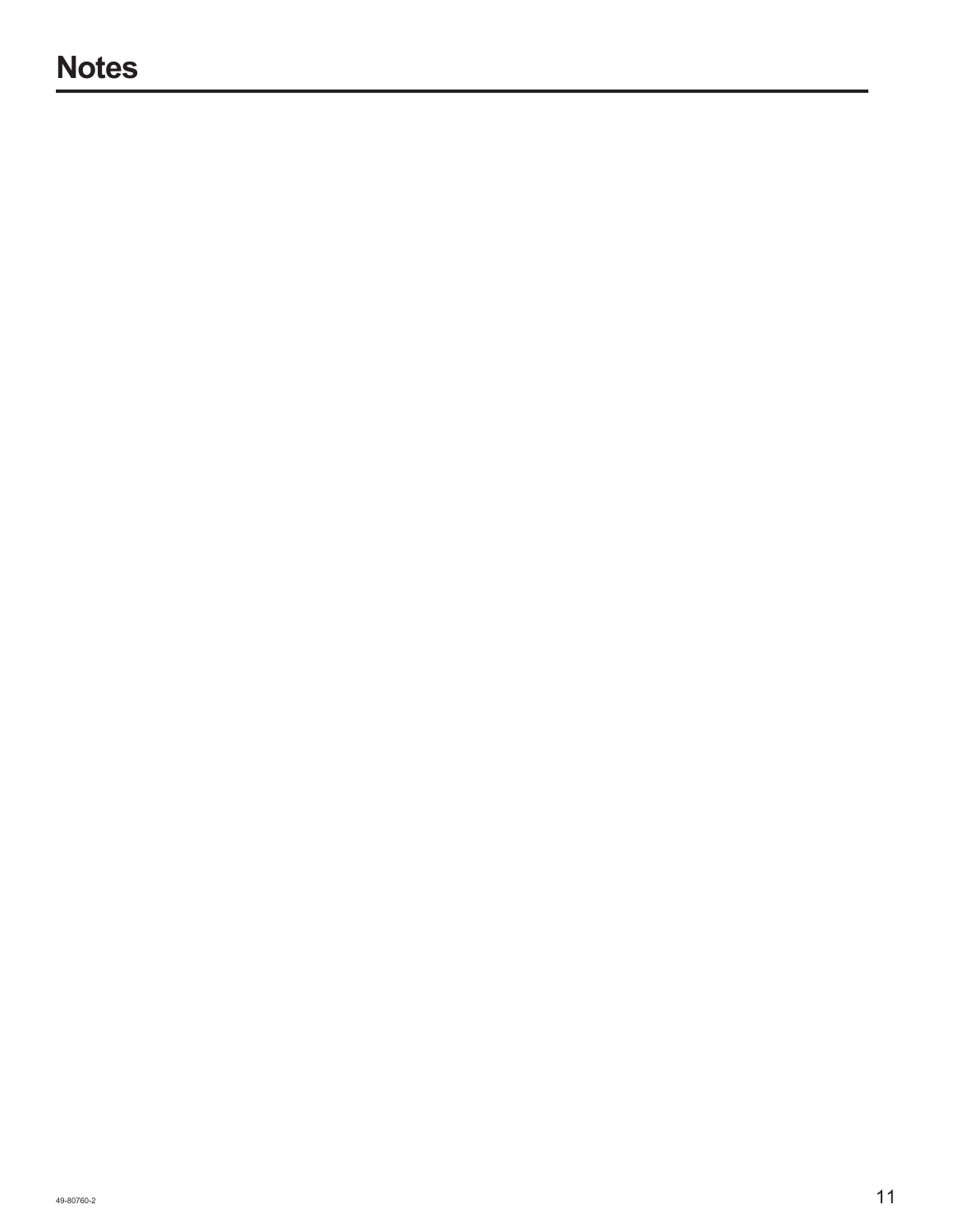# Notes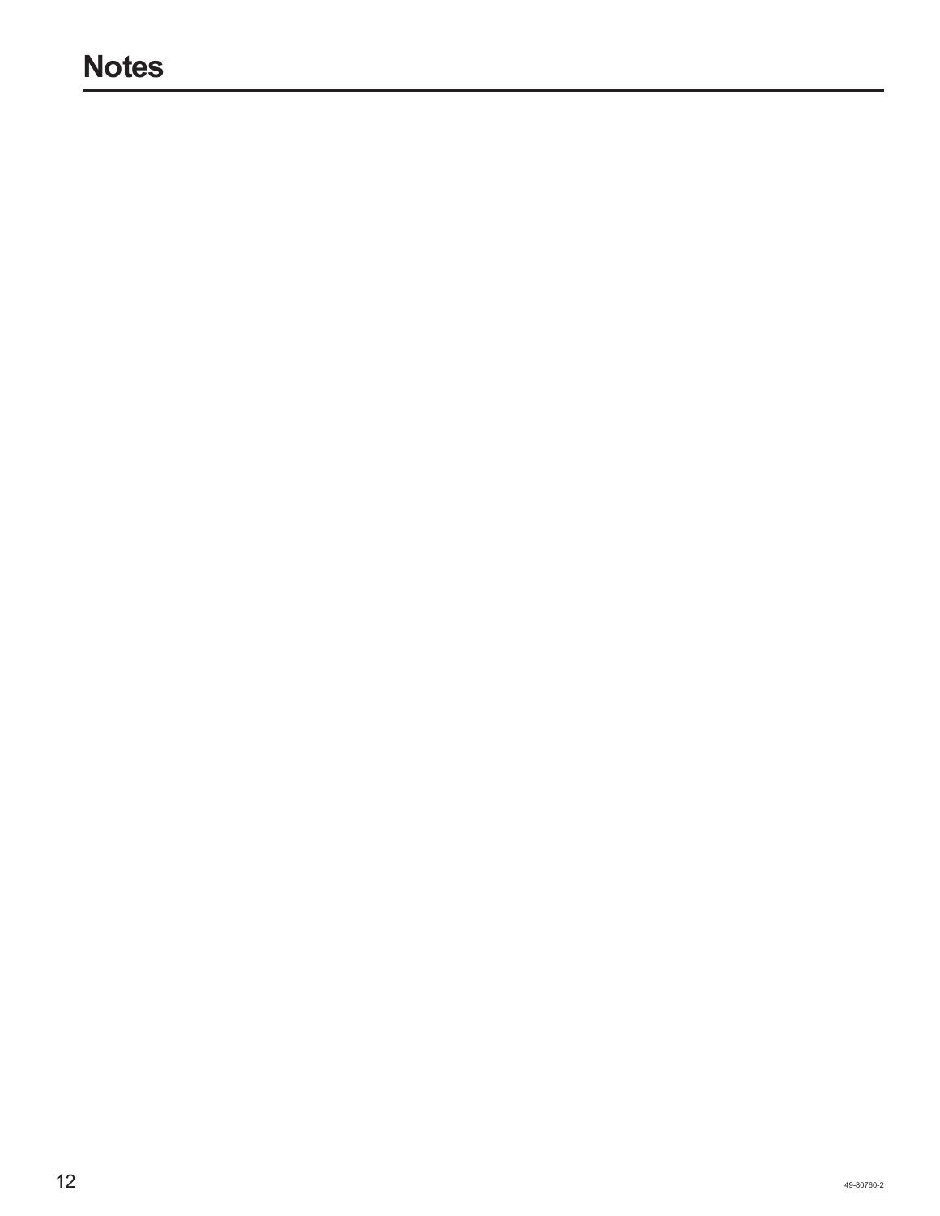# Notes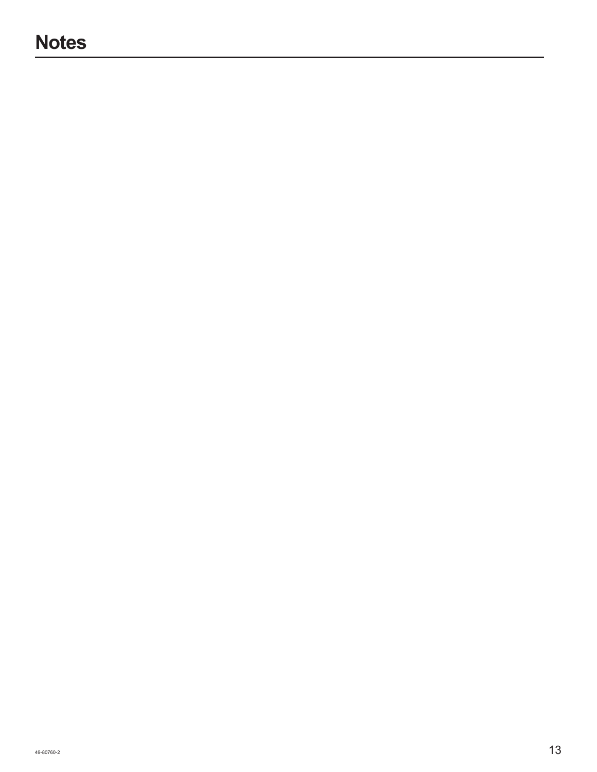# Notes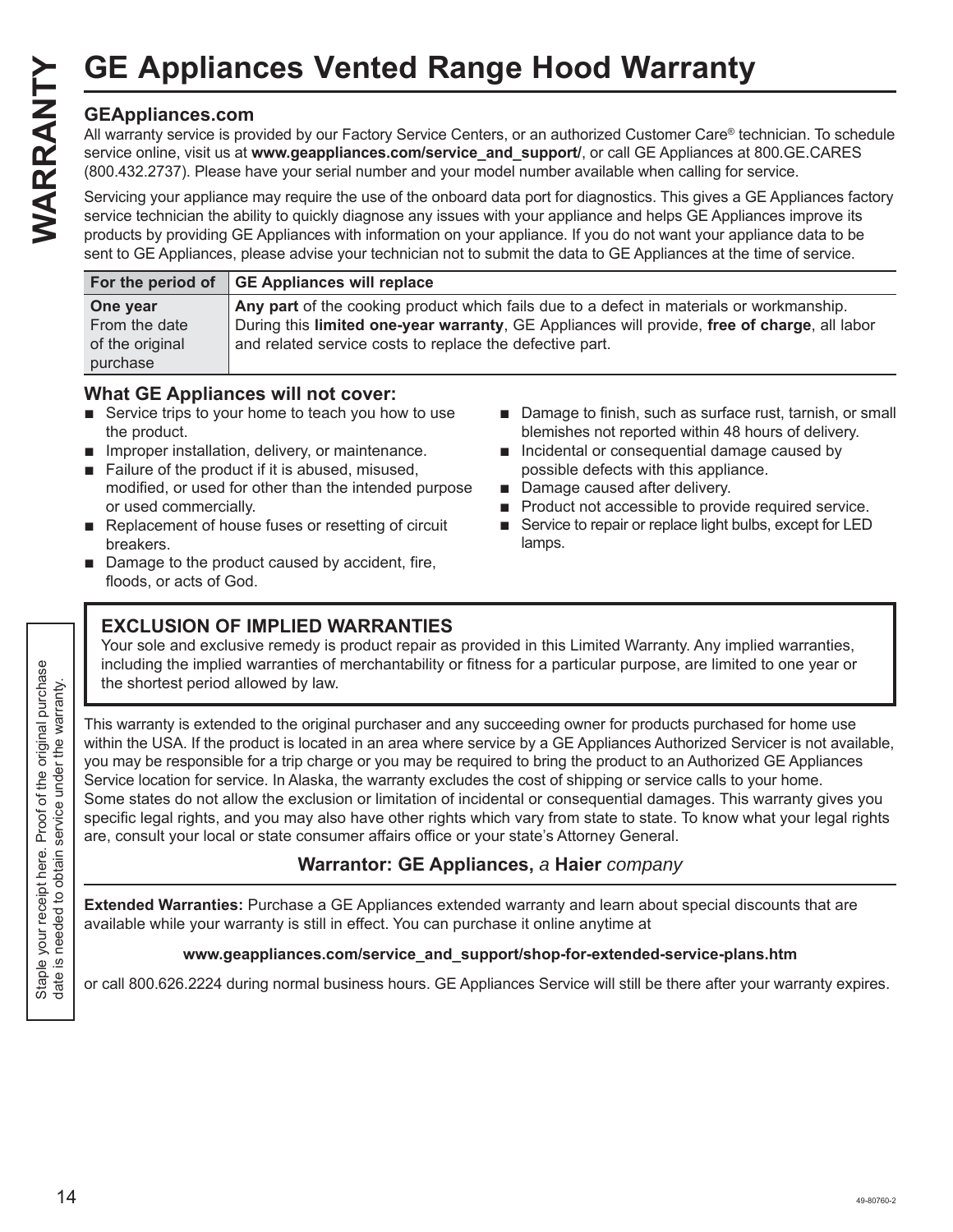# GE Appliances Vented Range Hood Warranty

WARRANTY

### GEAppliances.com

All warranty service is provided by our Factory Service Centers, or an authorized Customer Care® technician. To schedule service online, visit us at **www.geappliances.com/service_and_support/**, or call GE Appliances at 800.GE.CARES (800.432.2737). Please have your serial number and your model number available when calling for service.

Servicing your appliance may require the use of the onboard data port for diagnostics. This gives a GE Appliances factory service technician the ability to quickly diagnose any issues with your appliance and helps GE Appliances improve its products by providing GE Appliances with information on your appliance. If you do not want your appliance data to be sent to GE Appliances, please advise your technician not to submit the data to GE Appliances at the time of service.

| For the period of | GE Appliances will replace |
| --- | --- |
| **One year** From the date of the original purchase | **Any part** of the cooking product which fails due to a defect in materials or workmanship. During this **limited one-year warranty**, GE Appliances will provide, **free of charge**, all labor and related service costs to replace the defective part. |

### What GE Appliances will not cover:

- Service trips to your home to teach you how to use the product.
- Improper installation, delivery, or maintenance.
- Failure of the product if it is abused, misused, modified, or used for other than the intended purpose or used commercially.
- Replacement of house fuses or resetting of circuit breakers.
- Damage to the product caused by accident, fire, floods, or acts of God.
- Damage to finish, such as surface rust, tarnish, or small blemishes not reported within 48 hours of delivery.
- Incidental or consequential damage caused by possible defects with this appliance.
- Damage caused after delivery.
- Product not accessible to provide required service.
- Service to repair or replace light bulbs, except for LED lamps.

### EXCLUSION OF IMPLIED WARRANTIES

Your sole and exclusive remedy is product repair as provided in this Limited Warranty. Any implied warranties, including the implied warranties of merchantability or fitness for a particular purpose, are limited to one year or the shortest period allowed by law.

Staple your receipt here. Proof of the original purchase date is needed to obtain service under the warranty.

This warranty is extended to the original purchaser and any succeeding owner for products purchased for home use within the USA. If the product is located in an area where service by a GE Appliances Authorized Servicer is not available, you may be responsible for a trip charge or you may be required to bring the product to an Authorized GE Appliances Service location for service. In Alaska, the warranty excludes the cost of shipping or service calls to your home.
Some states do not allow the exclusion or limitation of incidental or consequential damages. This warranty gives you specific legal rights, and you may also have other rights which vary from state to state. To know what your legal rights are, consult your local or state consumer affairs office or your state's Attorney General.

**Warrantor: GE Appliances,** *a* **Haier** *company*

**Extended Warranties:** Purchase a GE Appliances extended warranty and learn about special discounts that are available while your warranty is still in effect. You can purchase it online anytime at

**www.geappliances.com/service_and_support/shop-for-extended-service-plans.htm**

or call 800.626.2224 during normal business hours. GE Appliances Service will still be there after your warranty expires.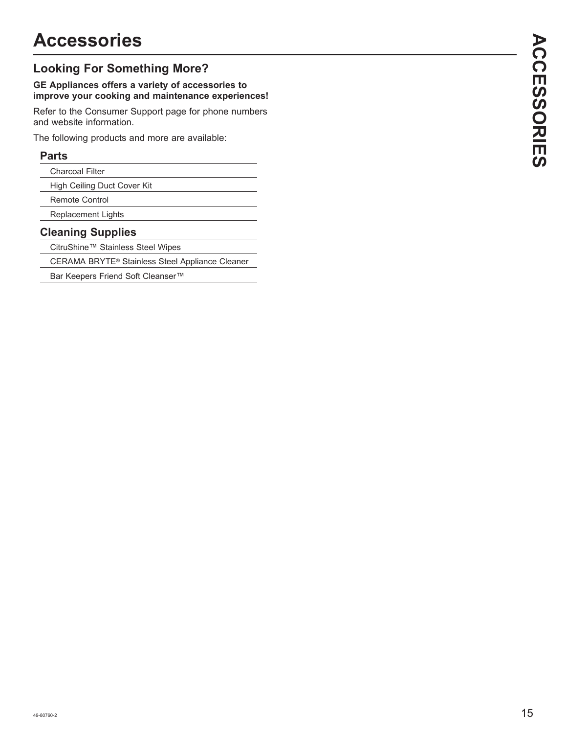# Accessories

## Looking For Something More?

**GE Appliances offers a variety of accessories to improve your cooking and maintenance experiences!**

Refer to the Consumer Support page for phone numbers and website information.

The following products and more are available:

### Parts

- Charcoal Filter
- High Ceiling Duct Cover Kit
- Remote Control
- Replacement Lights

### Cleaning Supplies

- CitruShine™ Stainless Steel Wipes
- CERAMA BRYTE® Stainless Steel Appliance Cleaner
- Bar Keepers Friend Soft Cleanser™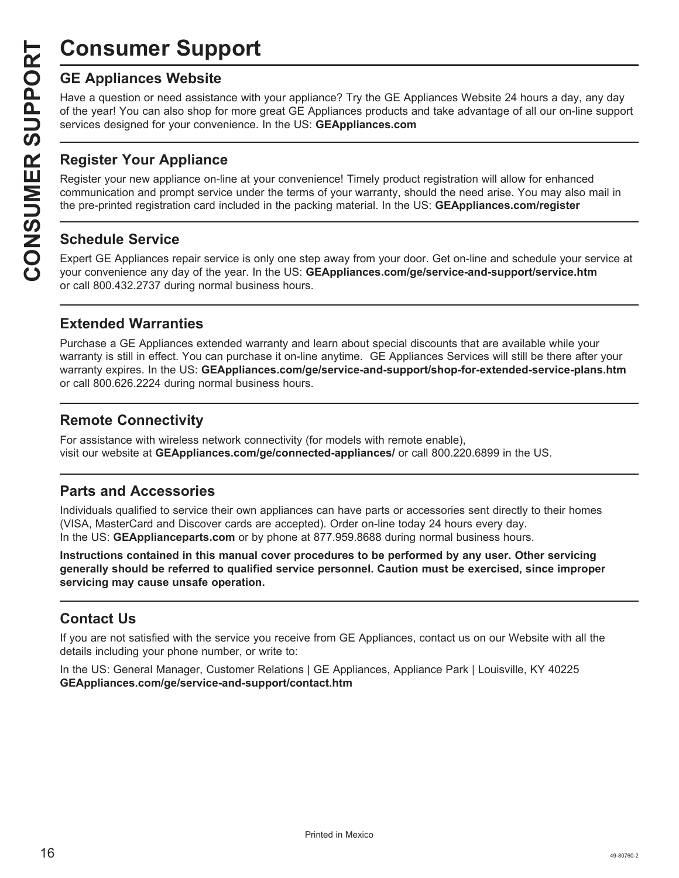# Consumer Support

## GE Appliances Website

Have a question or need assistance with your appliance? Try the GE Appliances Website 24 hours a day, any day of the year! You can also shop for more great GE Appliances products and take advantage of all our on-line support services designed for your convenience. In the US: **GEAppliances.com**

## Register Your Appliance

Register your new appliance on-line at your convenience! Timely product registration will allow for enhanced communication and prompt service under the terms of your warranty, should the need arise. You may also mail in the pre-printed registration card included in the packing material. In the US: **GEAppliances.com/register**

## Schedule Service

Expert GE Appliances repair service is only one step away from your door. Get on-line and schedule your service at your convenience any day of the year. In the US: **GEAppliances.com/ge/service-and-support/service.htm** or call 800.432.2737 during normal business hours.

## Extended Warranties

Purchase a GE Appliances extended warranty and learn about special discounts that are available while your warranty is still in effect. You can purchase it on-line anytime. GE Appliances Services will still be there after your warranty expires. In the US: **GEAppliances.com/ge/service-and-support/shop-for-extended-service-plans.htm** or call 800.626.2224 during normal business hours.

## Remote Connectivity

For assistance with wireless network connectivity (for models with remote enable), visit our website at **GEAppliances.com/ge/connected-appliances/** or call 800.220.6899 in the US.

## Parts and Accessories

Individuals qualified to service their own appliances can have parts or accessories sent directly to their homes (VISA, MasterCard and Discover cards are accepted). Order on-line today 24 hours every day.
In the US: **GEApplianceparts.com** or by phone at 877.959.8688 during normal business hours.

**Instructions contained in this manual cover procedures to be performed by any user. Other servicing generally should be referred to qualified service personnel. Caution must be exercised, since improper servicing may cause unsafe operation.**

## Contact Us

If you are not satisfied with the service you receive from GE Appliances, contact us on our Website with all the details including your phone number, or write to:

In the US: General Manager, Customer Relations | GE Appliances, Appliance Park | Louisville, KY 40225
**GEAppliances.com/ge/service-and-support/contact.htm**

Printed in Mexico

49-80760-2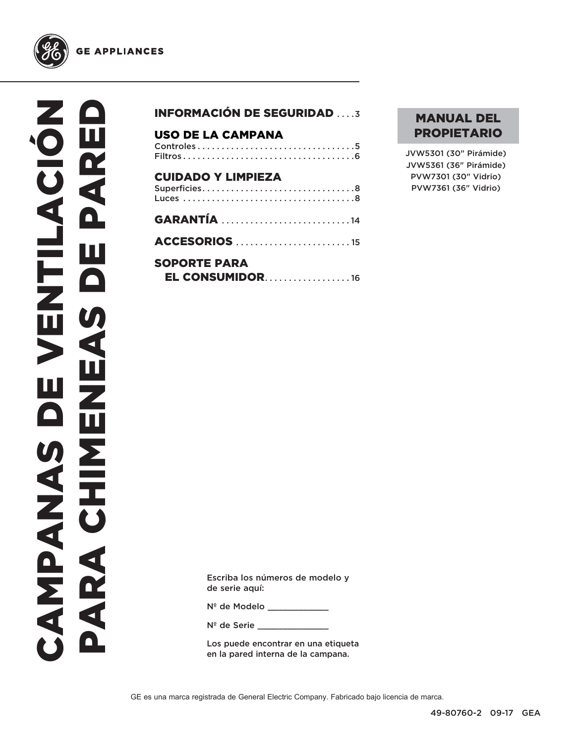GE APPLIANCES

# CAMPANAS DE VENTILACIÓN PARA CHIMENEAS DE PARED

## MANUAL DEL PROPIETARIO

JVW5301 (30" Pirámide)
JVW5361 (36" Pirámide)
PVW7301 (30" Vidrio)
PVW7361 (36" Vidrio)

**INFORMACIÓN DE SEGURIDAD** .... 3

**USO DE LA CAMPANA**
Controles .................................. 5
Filtros ..................................... 6

**CUIDADO Y LIMPIEZA**
Superficies ................................ 8
Luces ...................................... 8

**GARANTÍA** ........................... 14

**ACCESORIOS** ........................ 15

**SOPORTE PARA EL CONSUMIDOR** .................. 16

Escriba los números de modelo y de serie aquí:

Nº de Modelo ____________

Nº de Serie ______________

Los puede encontrar en una etiqueta en la pared interna de la campana.

GE es una marca registrada de General Electric Company. Fabricado bajo licencia de marca.

49-80760-2 09-17 GEA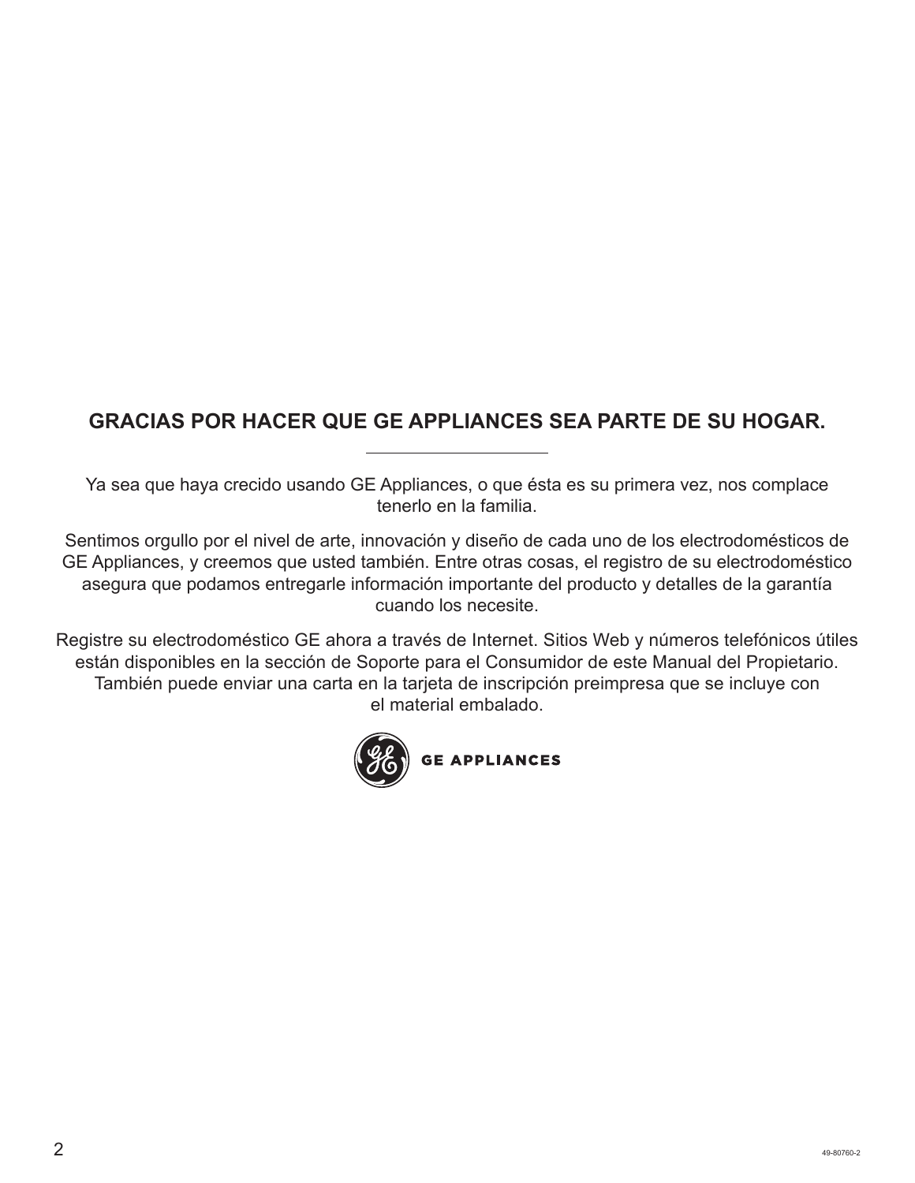## GRACIAS POR HACER QUE GE APPLIANCES SEA PARTE DE SU HOGAR.

---

Ya sea que haya crecido usando GE Appliances, o que ésta es su primera vez, nos complace tenerlo en la familia.

Sentimos orgullo por el nivel de arte, innovación y diseño de cada uno de los electrodomésticos de GE Appliances, y creemos que usted también. Entre otras cosas, el registro de su electrodoméstico asegura que podamos entregarle información importante del producto y detalles de la garantía cuando los necesite.

Registre su electrodoméstico GE ahora a través de Internet. Sitios Web y números telefónicos útiles están disponibles en la sección de Soporte para el Consumidor de este Manual del Propietario. También puede enviar una carta en la tarjeta de inscripción preimpresa que se incluye con el material embalado.

GE APPLIANCES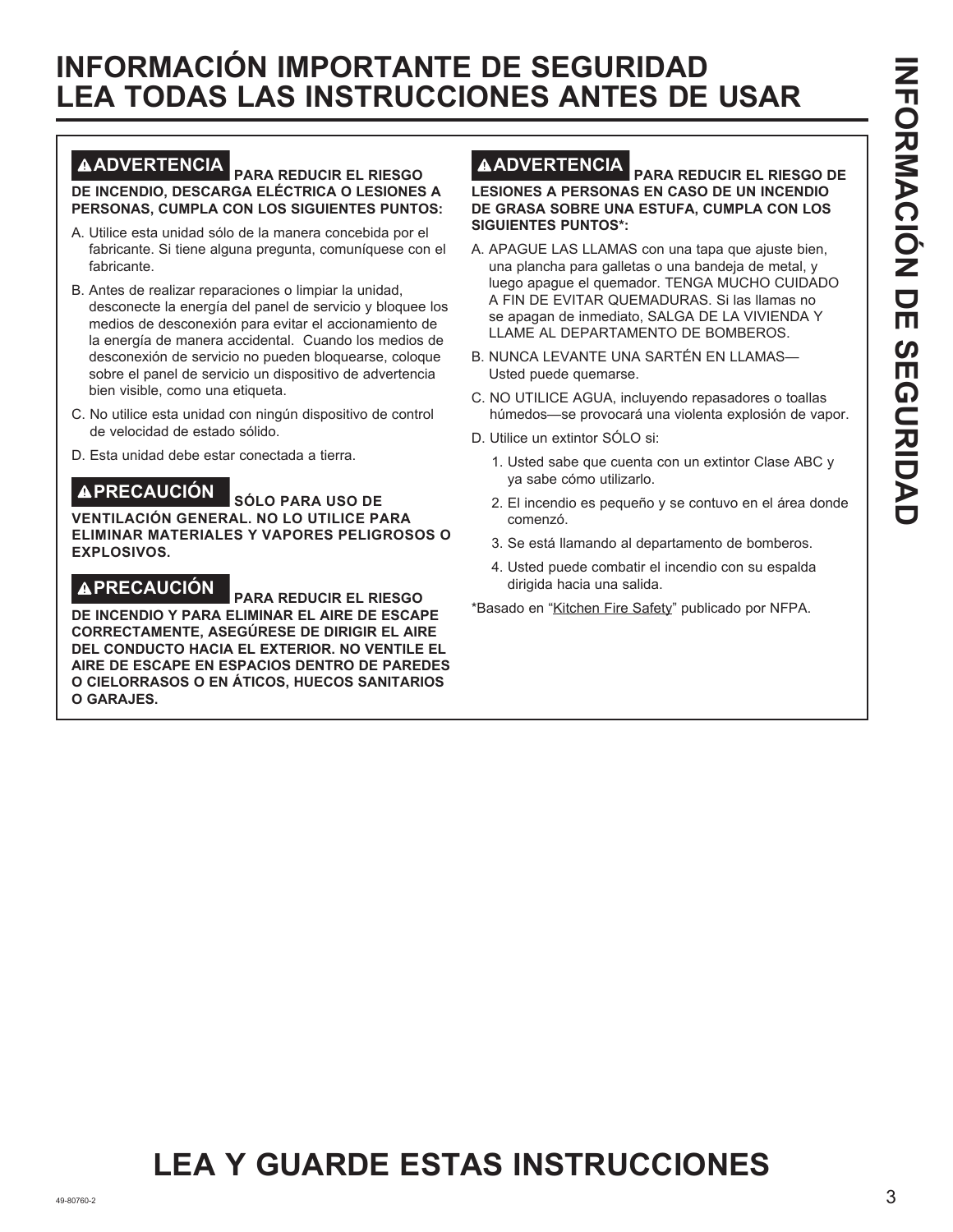# INFORMACIÓN IMPORTANTE DE SEGURIDAD LEA TODAS LAS INSTRUCCIONES ANTES DE USAR

**⚠ADVERTENCIA PARA REDUCIR EL RIESGO DE INCENDIO, DESCARGA ELÉCTRICA O LESIONES A PERSONAS, CUMPLA CON LOS SIGUIENTES PUNTOS:**

A. Utilice esta unidad sólo de la manera concebida por el fabricante. Si tiene alguna pregunta, comuníquese con el fabricante.

B. Antes de realizar reparaciones o limpiar la unidad, desconecte la energía del panel de servicio y bloquee los medios de desconexión para evitar el accionamiento de la energía de manera accidental. Cuando los medios de desconexión de servicio no pueden bloquearse, coloque sobre el panel de servicio un dispositivo de advertencia bien visible, como una etiqueta.

C. No utilice esta unidad con ningún dispositivo de control de velocidad de estado sólido.

D. Esta unidad debe estar conectada a tierra.

**⚠PRECAUCIÓN SÓLO PARA USO DE VENTILACIÓN GENERAL. NO LO UTILICE PARA ELIMINAR MATERIALES Y VAPORES PELIGROSOS O EXPLOSIVOS.**

**⚠PRECAUCIÓN PARA REDUCIR EL RIESGO DE INCENDIO Y PARA ELIMINAR EL AIRE DE ESCAPE CORRECTAMENTE, ASEGÚRESE DE DIRIGIR EL AIRE DEL CONDUCTO HACIA EL EXTERIOR. NO VENTILE EL AIRE DE ESCAPE EN ESPACIOS DENTRO DE PAREDES O CIELORRASOS O EN ÁTICOS, HUECOS SANITARIOS O GARAJES.**

**⚠ADVERTENCIA PARA REDUCIR EL RIESGO DE LESIONES A PERSONAS EN CASO DE UN INCENDIO DE GRASA SOBRE UNA ESTUFA, CUMPLA CON LOS SIGUIENTES PUNTOS*:**

A. APAGUE LAS LLAMAS con una tapa que ajuste bien, una plancha para galletas o una bandeja de metal, y luego apague el quemador. TENGA MUCHO CUIDADO A FIN DE EVITAR QUEMADURAS. Si las llamas no se apagan de inmediato, SALGA DE LA VIVIENDA Y LLAME AL DEPARTAMENTO DE BOMBEROS.

B. NUNCA LEVANTE UNA SARTÉN EN LLAMAS— Usted puede quemarse.

C. NO UTILICE AGUA, incluyendo repasadores o toallas húmedos—se provocará una violenta explosión de vapor.

D. Utilice un extintor SÓLO si:

1. Usted sabe que cuenta con un extintor Clase ABC y ya sabe cómo utilizarlo.
2. El incendio es pequeño y se contuvo en el área donde comenzó.
3. Se está llamando al departamento de bomberos.
4. Usted puede combatir el incendio con su espalda dirigida hacia una salida.

*Basado en "Kitchen Fire Safety" publicado por NFPA.

# LEA Y GUARDE ESTAS INSTRUCCIONES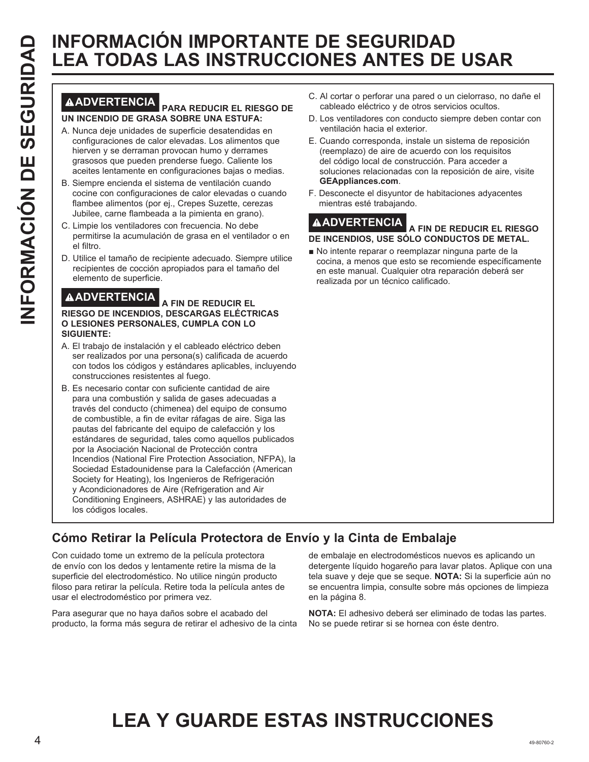# INFORMACIÓN IMPORTANTE DE SEGURIDAD
# LEA TODAS LAS INSTRUCCIONES ANTES DE USAR

**⚠ADVERTENCIA PARA REDUCIR EL RIESGO DE UN INCENDIO DE GRASA SOBRE UNA ESTUFA:**

A. Nunca deje unidades de superficie desatendidas en configuraciones de calor elevadas. Los alimentos que hierven y se derraman provocan humo y derrames grasosos que pueden prenderse fuego. Caliente los aceites lentamente en configuraciones bajas o medias.

B. Siempre encienda el sistema de ventilación cuando cocine con configuraciones de calor elevadas o cuando flambee alimentos (por ej., Crepes Suzette, cerezas Jubilee, carne flambeada a la pimienta en grano).

C. Limpie los ventiladores con frecuencia. No debe permitirse la acumulación de grasa en el ventilador o en el filtro.

D. Utilice el tamaño de recipiente adecuado. Siempre utilice recipientes de cocción apropiados para el tamaño del elemento de superficie.

**⚠ADVERTENCIA A FIN DE REDUCIR EL RIESGO DE INCENDIOS, DESCARGAS ELÉCTRICAS O LESIONES PERSONALES, CUMPLA CON LO SIGUIENTE:**

A. El trabajo de instalación y el cableado eléctrico deben ser realizados por una persona(s) calificada de acuerdo con todos los códigos y estándares aplicables, incluyendo construcciones resistentes al fuego.

B. Es necesario contar con suficiente cantidad de aire para una combustión y salida de gases adecuadas a través del conducto (chimenea) del equipo de consumo de combustible, a fin de evitar ráfagas de aire. Siga las pautas del fabricante del equipo de calefacción y los estándares de seguridad, tales como aquellos publicados por la Asociación Nacional de Protección contra Incendios (National Fire Protection Association, NFPA), la Sociedad Estadounidense para la Calefacción (American Society for Heating), los Ingenieros de Refrigeración y Acondicionadores de Aire (Refrigeration and Air Conditioning Engineers, ASHRAE) y las autoridades de los códigos locales.

C. Al cortar o perforar una pared o un cielorraso, no dañe el cableado eléctrico y de otros servicios ocultos.

D. Los ventiladores con conducto siempre deben contar con ventilación hacia el exterior.

E. Cuando corresponda, instale un sistema de reposición (reemplazo) de aire de acuerdo con los requisitos del código local de construcción. Para acceder a soluciones relacionadas con la reposición de aire, visite **GEAppliances.com**.

F. Desconecte el disyuntor de habitaciones adyacentes mientras esté trabajando.

**⚠ADVERTENCIA A FIN DE REDUCIR EL RIESGO DE INCENDIOS, USE SÓLO CONDUCTOS DE METAL.**

- No intente reparar o reemplazar ninguna parte de la cocina, a menos que esto se recomiende específicamente en este manual. Cualquier otra reparación deberá ser realizada por un técnico calificado.

## Cómo Retirar la Película Protectora de Envío y la Cinta de Embalaje

Con cuidado tome un extremo de la película protectora de envío con los dedos y lentamente retire la misma de la superficie del electrodoméstico. No utilice ningún producto filoso para retirar la película. Retire toda la película antes de usar el electrodoméstico por primera vez.

Para asegurar que no haya daños sobre el acabado del producto, la forma más segura de retirar el adhesivo de la cinta de embalaje en electrodomésticos nuevos es aplicando un detergente líquido hogareño para lavar platos. Aplique con una tela suave y deje que se seque. **NOTA:** Si la superficie aún no se encuentra limpia, consulte sobre más opciones de limpieza en la página 8.

**NOTA:** El adhesivo deberá ser eliminado de todas las partes. No se puede retirar si se hornea con éste dentro.

# LEA Y GUARDE ESTAS INSTRUCCIONES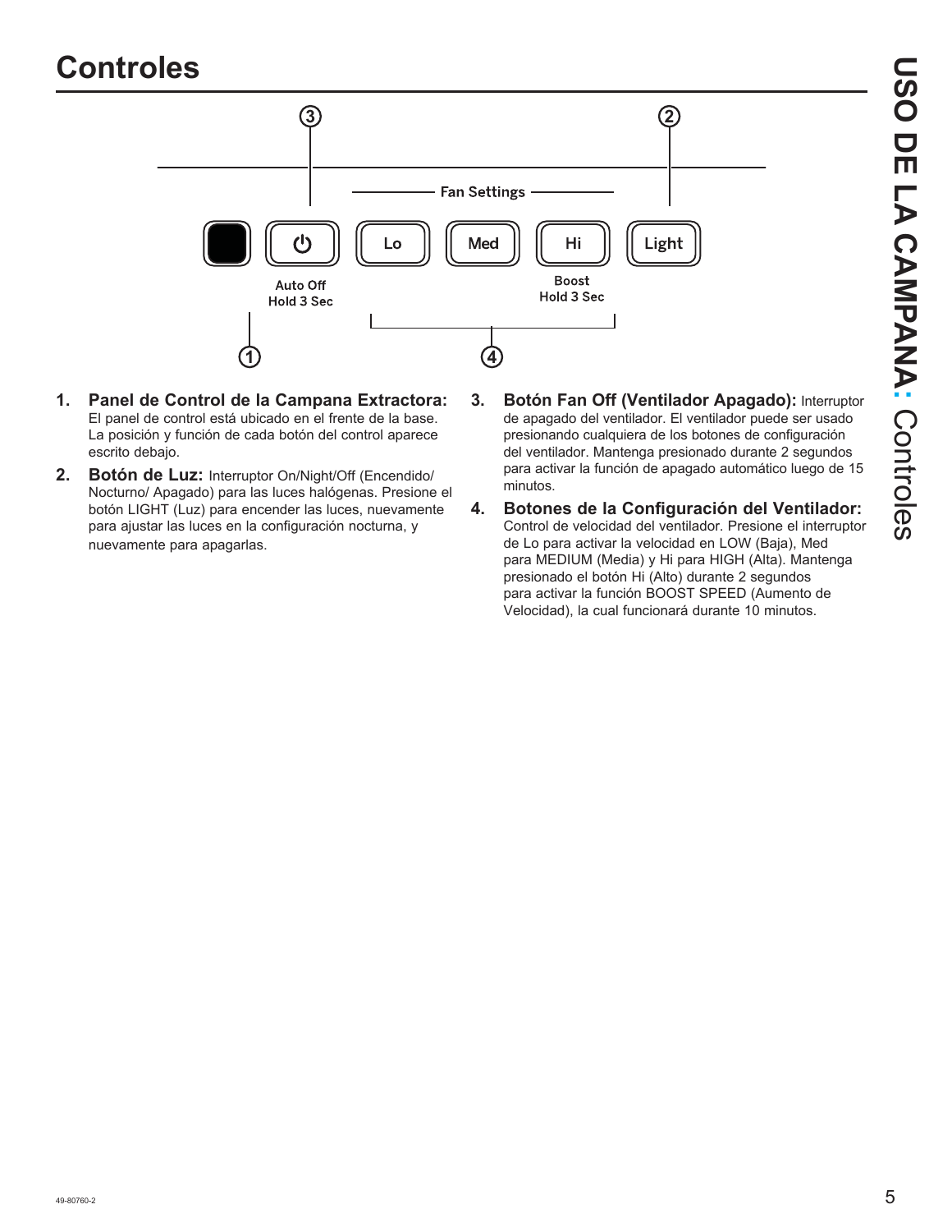# Controles

Fan Settings

Auto Off
Hold 3 Sec

Lo | Med | Hi | Light

Boost
Hold 3 Sec

1. **Panel de Control de la Campana Extractora:** El panel de control está ubicado en el frente de la base. La posición y función de cada botón del control aparece escrito debajo.
2. **Botón de Luz:** Interruptor On/Night/Off (Encendido/ Nocturno/ Apagado) para las luces halógenas. Presione el botón LIGHT (Luz) para encender las luces, nuevamente para ajustar las luces en la configuración nocturna, y nuevamente para apagarlas.
3. **Botón Fan Off (Ventilador Apagado):** Interruptor de apagado del ventilador. El ventilador puede ser usado presionando cualquiera de los botones de configuración del ventilador. Mantenga presionado durante 2 segundos para activar la función de apagado automático luego de 15 minutos.
4. **Botones de la Configuración del Ventilador:** Control de velocidad del ventilador. Presione el interruptor de Lo para activar la velocidad en LOW (Baja), Med para MEDIUM (Media) y Hi para HIGH (Alta). Mantenga presionado el botón Hi (Alto) durante 2 segundos para activar la función BOOST SPEED (Aumento de Velocidad), la cual funcionará durante 10 minutos.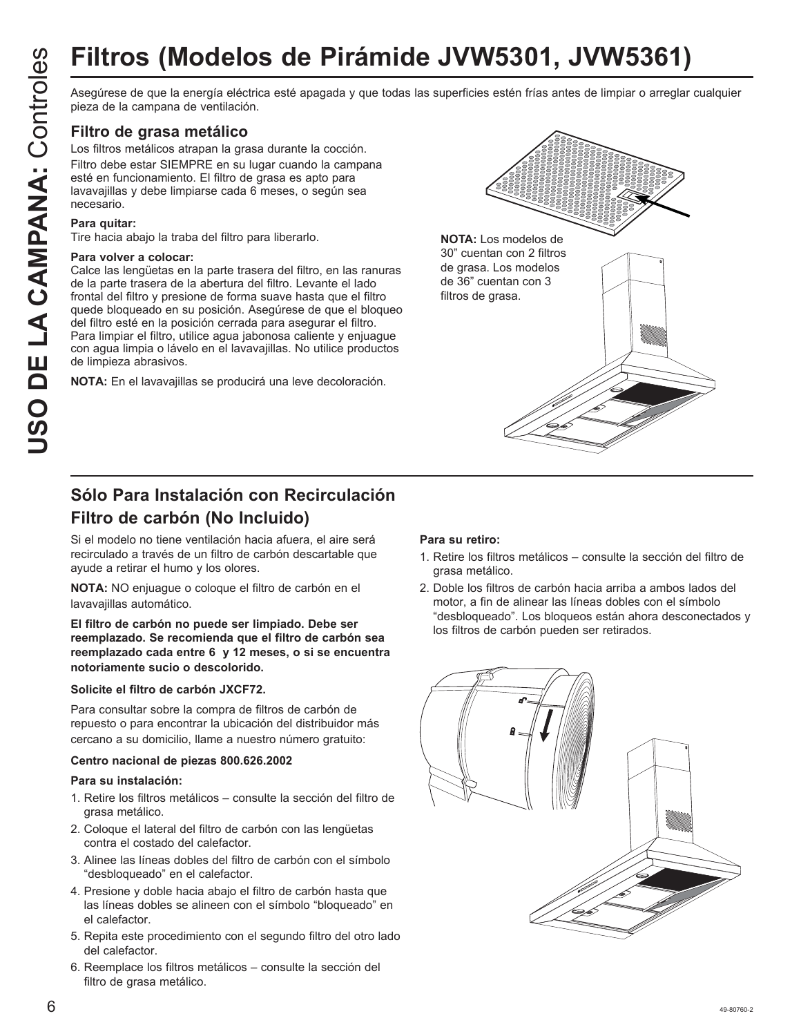# Filtros (Modelos de Pirámide JVW5301, JVW5361)

Asegúrese de que la energía eléctrica esté apagada y que todas las superficies estén frías antes de limpiar o arreglar cualquier pieza de la campana de ventilación.

### Filtro de grasa metálico

Los filtros metálicos atrapan la grasa durante la cocción.

Filtro debe estar SIEMPRE en su lugar cuando la campana esté en funcionamiento. El filtro de grasa es apto para lavavajillas y debe limpiarse cada 6 meses, o según sea necesario.

**Para quitar:**
Tire hacia abajo la traba del filtro para liberarlo.

**Para volver a colocar:**
Calce las lengüetas en la parte trasera del filtro, en las ranuras de la parte trasera de la abertura del filtro. Levante el lado frontal del filtro y presione de forma suave hasta que el filtro quede bloqueado en su posición. Asegúrese de que el bloqueo del filtro esté en la posición cerrada para asegurar el filtro. Para limpiar el filtro, utilice agua jabonosa caliente y enjuague con agua limpia o lávelo en el lavavajillas. No utilice productos de limpieza abrasivos.

**NOTA:** En el lavavajillas se producirá una leve decoloración.

**NOTA:** Los modelos de 30" cuentan con 2 filtros de grasa. Los modelos de 36" cuentan con 3 filtros de grasa.

## Sólo Para Instalación con Recirculación Filtro de carbón (No Incluido)

Si el modelo no tiene ventilación hacia afuera, el aire será recirculado a través de un filtro de carbón descartable que ayude a retirar el humo y los olores.

**NOTA:** NO enjuague o coloque el filtro de carbón en el lavavajillas automático.

**El filtro de carbón no puede ser limpiado. Debe ser reemplazado. Se recomienda que el filtro de carbón sea reemplazado cada entre 6 y 12 meses, o si se encuentra notoriamente sucio o descolorido.**

**Solicite el filtro de carbón JXCF72.**

Para consultar sobre la compra de filtros de carbón de repuesto o para encontrar la ubicación del distribuidor más cercano a su domicilio, llame a nuestro número gratuito:

**Centro nacional de piezas 800.626.2002**

**Para su instalación:**

1. Retire los filtros metálicos – consulte la sección del filtro de grasa metálico.
2. Coloque el lateral del filtro de carbón con las lengüetas contra el costado del calefactor.
3. Alinee las líneas dobles del filtro de carbón con el símbolo "desbloqueado" en el calefactor.
4. Presione y doble hacia abajo el filtro de carbón hasta que las líneas dobles se alineen con el símbolo "bloqueado" en el calefactor.
5. Repita este procedimiento con el segundo filtro del otro lado del calefactor.
6. Reemplace los filtros metálicos – consulte la sección del filtro de grasa metálico.

**Para su retiro:**

1. Retire los filtros metálicos – consulte la sección del filtro de grasa metálico.
2. Doble los filtros de carbón hacia arriba a ambos lados del motor, a fin de alinear las líneas dobles con el símbolo "desbloqueado". Los bloqueos están ahora desconectados y los filtros de carbón pueden ser retirados.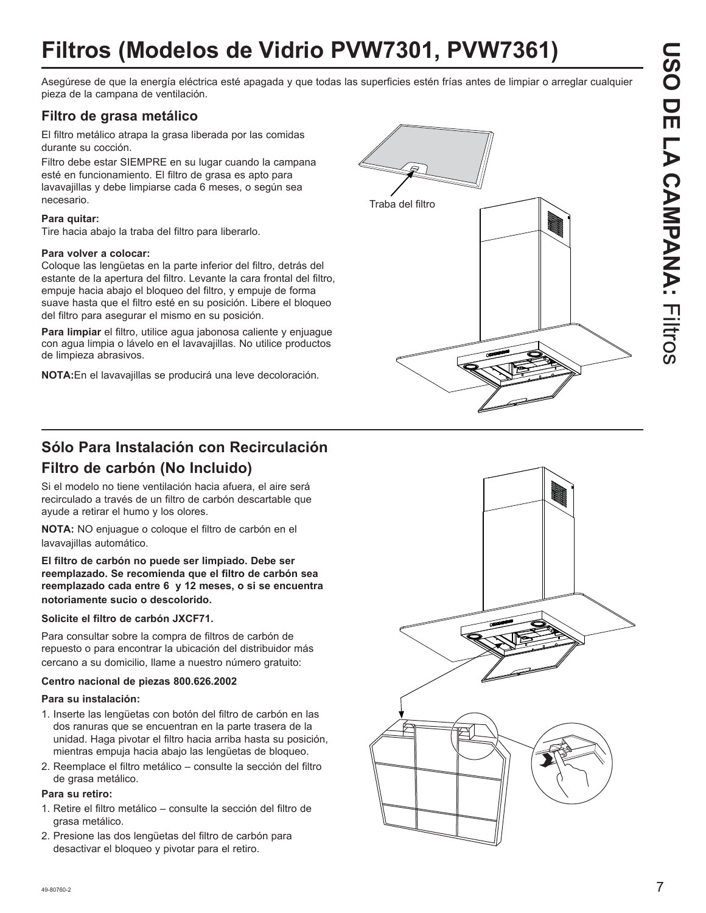# Filtros (Modelos de Vidrio PVW7301, PVW7361)

Asegúrese de que la energía eléctrica esté apagada y que todas las superficies estén frías antes de limpiar o arreglar cualquier pieza de la campana de ventilación.

## Filtro de grasa metálico

El filtro metálico atrapa la grasa liberada por las comidas durante su cocción.

Filtro debe estar SIEMPRE en su lugar cuando la campana esté en funcionamiento. El filtro de grasa es apto para lavavajillas y debe limpiarse cada 6 meses, o según sea necesario.

**Para quitar:**
Tire hacia abajo la traba del filtro para liberarlo.

**Para volver a colocar:**
Coloque las lengüetas en la parte inferior del filtro, detrás del estante de la apertura del filtro. Levante la cara frontal del filtro, empuje hacia abajo el bloqueo del filtro, y empuje de forma suave hasta que el filtro esté en su posición. Libere el bloqueo del filtro para asegurar el mismo en su posición.

**Para limpiar** el filtro, utilice agua jabonosa caliente y enjuague con agua limpia o lávelo en el lavavajillas. No utilice productos de limpieza abrasivos.

**NOTA:**En el lavavajillas se producirá una leve decoloración.

Traba del filtro

## Sólo Para Instalación con Recirculación Filtro de carbón (No Incluido)

Si el modelo no tiene ventilación hacia afuera, el aire será recirculado a través de un filtro de carbón descartable que ayude a retirar el humo y los olores.

**NOTA:** NO enjuague o coloque el filtro de carbón en el lavavajillas automático.

**El filtro de carbón no puede ser limpiado. Debe ser reemplazado. Se recomienda que el filtro de carbón sea reemplazado cada entre 6 y 12 meses, o si se encuentra notoriamente sucio o descolorido.**

**Solicite el filtro de carbón JXCF71.**

Para consultar sobre la compra de filtros de carbón de repuesto o para encontrar la ubicación del distribuidor más cercano a su domicilio, llame a nuestro número gratuito:

**Centro nacional de piezas 800.626.2002**

**Para su instalación:**

1. Inserte las lengüetas con botón del filtro de carbón en las dos ranuras que se encuentran en la parte trasera de la unidad. Haga pivotar el filtro hacia arriba hasta su posición, mientras empuja hacia abajo las lengüetas de bloqueo.
2. Reemplace el filtro metálico – consulte la sección del filtro de grasa metálico.

**Para su retiro:**

1. Retire el filtro metálico – consulte la sección del filtro de grasa metálico.
2. Presione las dos lengüetas del filtro de carbón para desactivar el bloqueo y pivotar para el retiro.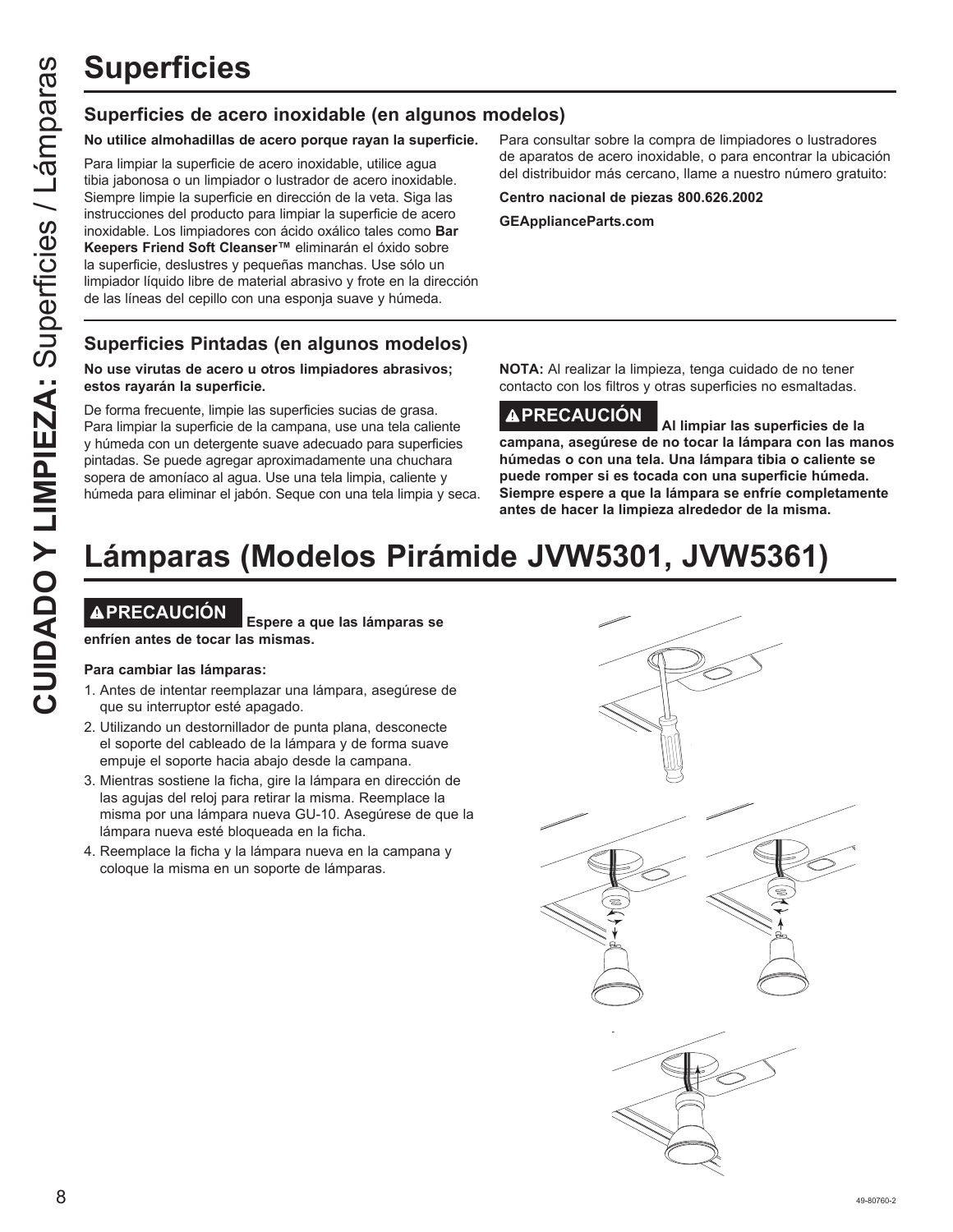# Superficies

## Superficies de acero inoxidable (en algunos modelos)

**No utilice almohadillas de acero porque rayan la superficie.**

Para limpiar la superficie de acero inoxidable, utilice agua tibia jabonosa o un limpiador o lustrador de acero inoxidable. Siempre limpie la superficie en dirección de la veta. Siga las instrucciones del producto para limpiar la superficie de acero inoxidable. Los limpiadores con ácido oxálico tales como **Bar Keepers Friend Soft Cleanser™** eliminarán el óxido sobre la superficie, deslustres y pequeñas manchas. Use sólo un limpiador líquido libre de material abrasivo y frote en la dirección de las líneas del cepillo con una esponja suave y húmeda.

Para consultar sobre la compra de limpiadores o lustradores de aparatos de acero inoxidable, o para encontrar la ubicación del distribuidor más cercano, llame a nuestro número gratuito:

**Centro nacional de piezas 800.626.2002**

**GEApplianceParts.com**

## Superficies Pintadas (en algunos modelos)

**No use virutas de acero u otros limpiadores abrasivos; estos rayarán la superficie.**

De forma frecuente, limpie las superficies sucias de grasa. Para limpiar la superficie de la campana, use una tela caliente y húmeda con un detergente suave adecuado para superficies pintadas. Se puede agregar aproximadamente una chuchara sopera de amoníaco al agua. Use una tela limpia, caliente y húmeda para eliminar el jabón. Seque con una tela limpia y seca.

**NOTA:** Al realizar la limpieza, tenga cuidado de no tener contacto con los filtros y otras superficies no esmaltadas.

**⚠PRECAUCIÓN Al limpiar las superficies de la campana, asegúrese de no tocar la lámpara con las manos húmedas o con una tela. Una lámpara tibia o caliente se puede romper si es tocada con una superficie húmeda. Siempre espere a que la lámpara se enfríe completamente antes de hacer la limpieza alrededor de la misma.**

# Lámparas (Modelos Pirámide JVW5301, JVW5361)

**⚠PRECAUCIÓN Espere a que las lámparas se enfríen antes de tocar las mismas.**

**Para cambiar las lámparas:**

1. Antes de intentar reemplazar una lámpara, asegúrese de que su interruptor esté apagado.
2. Utilizando un destornillador de punta plana, desconecte el soporte del cableado de la lámpara y de forma suave empuje el soporte hacia abajo desde la campana.
3. Mientras sostiene la ficha, gire la lámpara en dirección de las agujas del reloj para retirar la misma. Reemplace la misma por una lámpara nueva GU-10. Asegúrese de que la lámpara nueva esté bloqueada en la ficha.
4. Reemplace la ficha y la lámpara nueva en la campana y coloque la misma en un soporte de lámparas.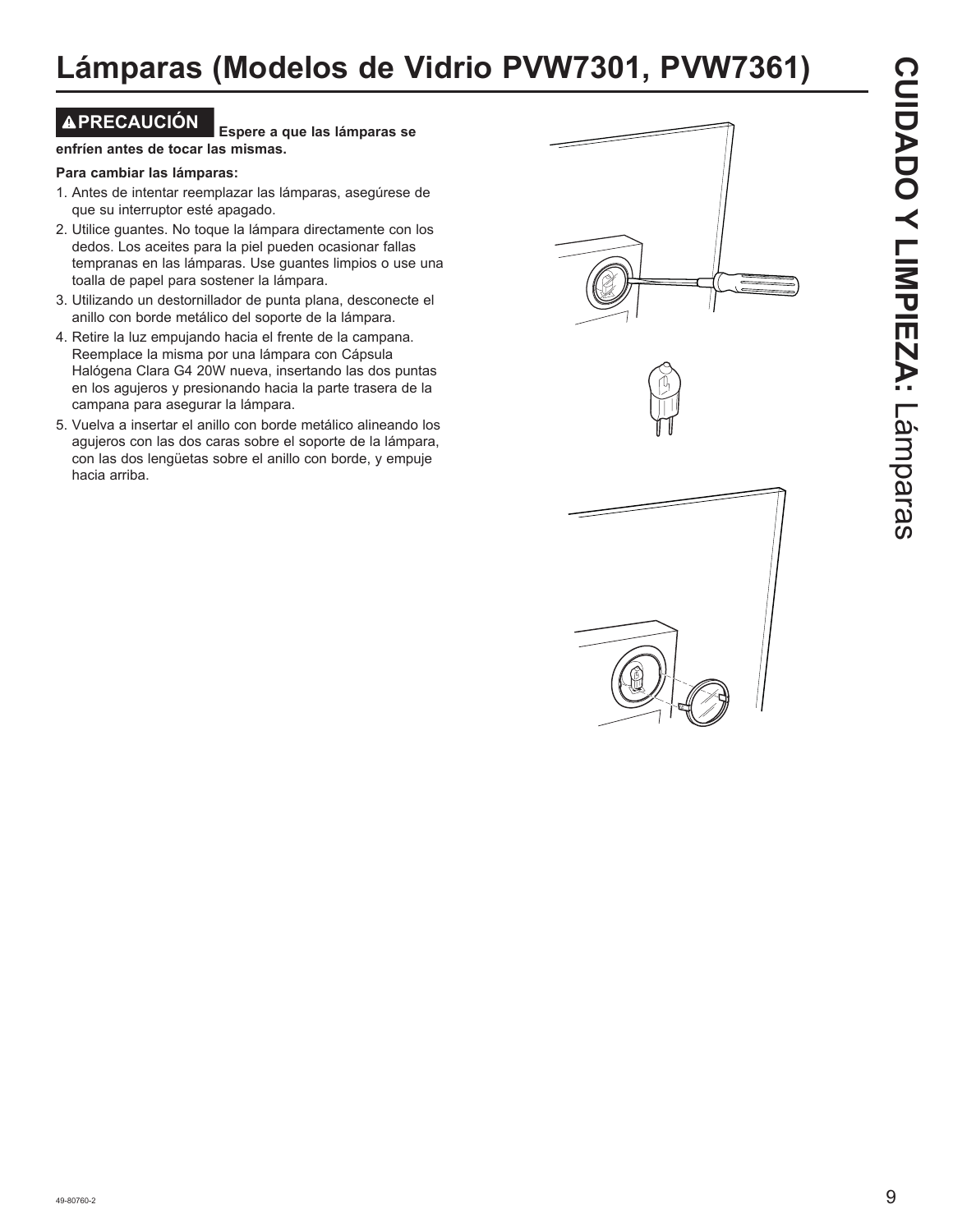# Lámparas (Modelos de Vidrio PVW7301, PVW7361)

**⚠PRECAUCIÓN** **Espere a que las lámparas se enfríen antes de tocar las mismas.**

**Para cambiar las lámparas:**

1. Antes de intentar reemplazar las lámparas, asegúrese de que su interruptor esté apagado.
2. Utilice guantes. No toque la lámpara directamente con los dedos. Los aceites para la piel pueden ocasionar fallas tempranas en las lámparas. Use guantes limpios o use una toalla de papel para sostener la lámpara.
3. Utilizando un destornillador de punta plana, desconecte el anillo con borde metálico del soporte de la lámpara.
4. Retire la luz empujando hacia el frente de la campana. Reemplace la misma por una lámpara con Cápsula Halógena Clara G4 20W nueva, insertando las dos puntas en los agujeros y presionando hacia la parte trasera de la campana para asegurar la lámpara.
5. Vuelva a insertar el anillo con borde metálico alineando los agujeros con las dos caras sobre el soporte de la lámpara, con las dos lengüetas sobre el anillo con borde, y empuje hacia arriba.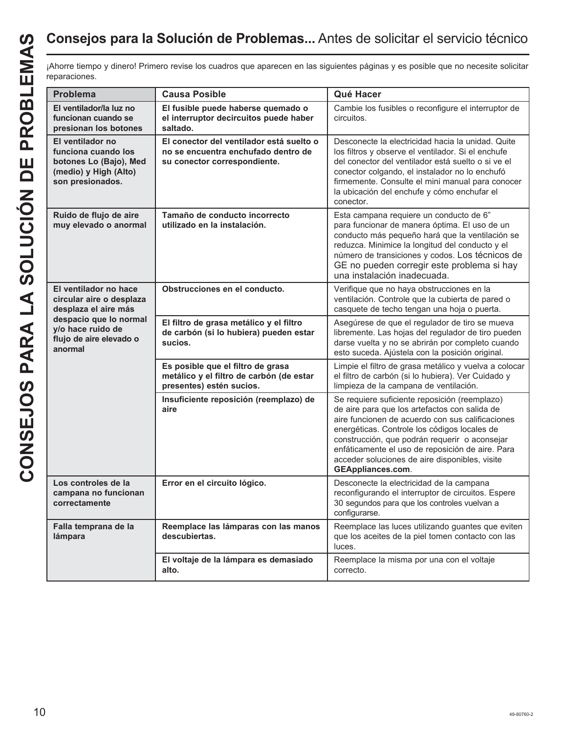## Consejos para la Solución de Problemas... Antes de solicitar el servicio técnico

¡Ahorre tiempo y dinero! Primero revise los cuadros que aparecen en las siguientes páginas y es posible que no necesite solicitar reparaciones.

| Problema | Causa Posible | Qué Hacer |
|---|---|---|
| **El ventilador/la luz no funcionan cuando se presionan los botones** | **El fusible puede haberse quemado o el interruptor decircuitos puede haber saltado.** | Cambie los fusibles o reconfigure el interruptor de circuitos. |
| **El ventilador no funciona cuando los botones Lo (Bajo), Med (medio) y High (Alto) son presionados.** | **El conector del ventilador está suelto o no se encuentra enchufado dentro de su conector correspondiente.** | Desconecte la electricidad hacia la unidad. Quite los filtros y observe el ventilador. Si el enchufe del conector del ventilador está suelto o si ve el conector colgando, el instalador no lo enchufó firmemente. Consulte el mini manual para conocer la ubicación del enchufe y cómo enchufar el conector. |
| **Ruido de flujo de aire muy elevado o anormal** | **Tamaño de conducto incorrecto utilizado en la instalación.** | Esta campana requiere un conducto de 6" para funcionar de manera óptima. El uso de un conducto más pequeño hará que la ventilación se reduzca. Minimice la longitud del conducto y el número de transiciones y codos. Los técnicos de GE no pueden corregir este problema si hay una instalación inadecuada. |
| **El ventilador no hace circular aire o desplaza desplaza el aire más despacio que lo normal y/o hace ruido de flujo de aire elevado o anormal** | **Obstrucciones en el conducto.** | Verifique que no haya obstrucciones en la ventilación. Controle que la cubierta de pared o casquete de techo tengan una hoja o puerta. |
| | **El filtro de grasa metálico y el filtro de carbón (si lo hubiera) pueden estar sucios.** | Asegúrese de que el regulador de tiro se mueva libremente. Las hojas del regulador de tiro pueden darse vuelta y no se abrirán por completo cuando esto suceda. Ajústela con la posición original. |
| | **Es posible que el filtro de grasa metálico y el filtro de carbón (de estar presentes) estén sucios.** | Limpie el filtro de grasa metálico y vuelva a colocar el filtro de carbón (si lo hubiera). Ver Cuidado y limpieza de la campana de ventilación. |
| | **Insuficiente reposición (reemplazo) de aire** | Se requiere suficiente reposición (reemplazo) de aire para que los artefactos con salida de aire funcionen de acuerdo con sus calificaciones energéticas. Controle los códigos locales de construcción, que podrán requerir o aconsejar enfáticamente el uso de reposición de aire. Para acceder soluciones de aire disponibles, visite **GEAppliances.com**. |
| **Los controles de la campana no funcionan correctamente** | **Error en el circuito lógico.** | Desconecte la electricidad de la campana reconfigurando el interruptor de circuitos. Espere 30 segundos para que los controles vuelvan a configurarse. |
| **Falla temprana de la lámpara** | **Reemplace las lámparas con las manos descubiertas.** | Reemplace las luces utilizando guantes que eviten que los aceites de la piel tomen contacto con las luces. |
| | **El voltaje de la lámpara es demasiado alto.** | Reemplace la misma por una con el voltaje correcto. |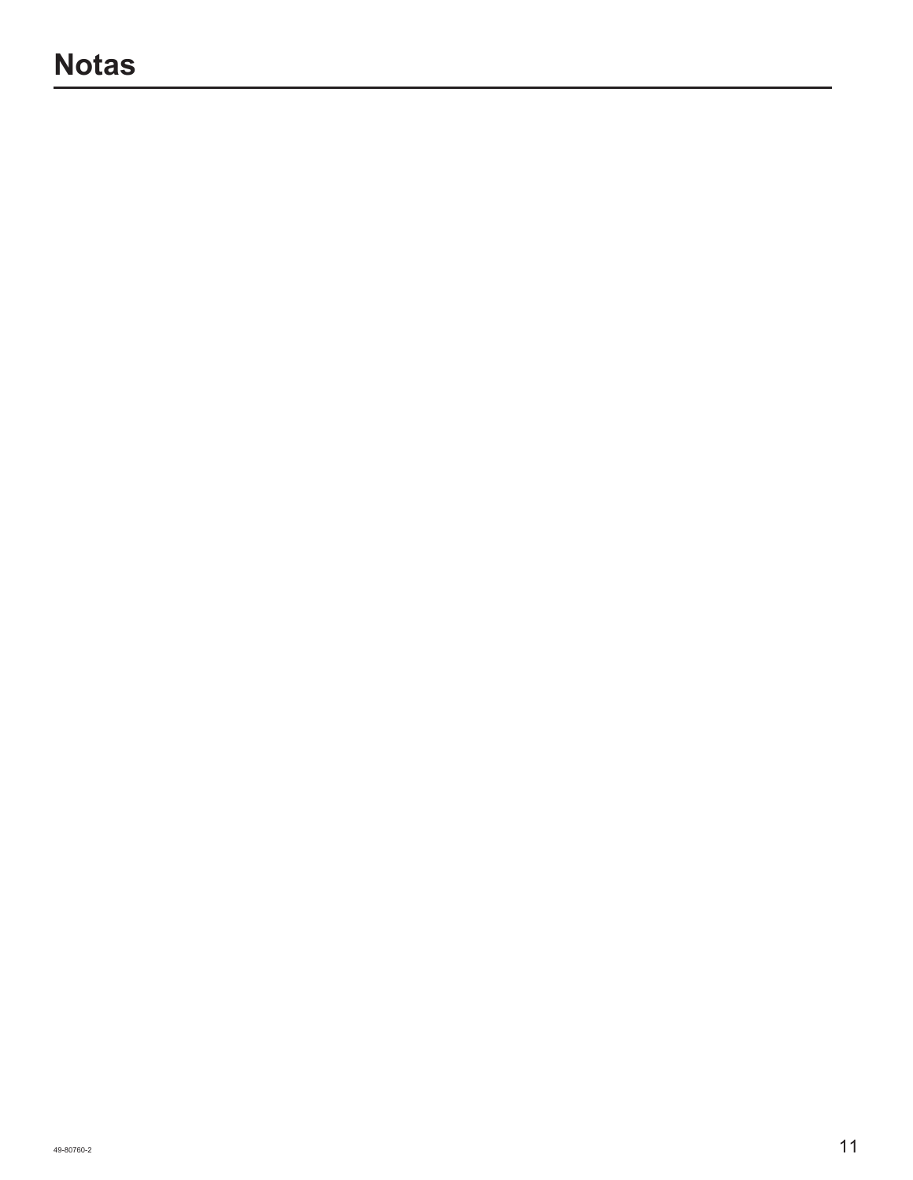# Notas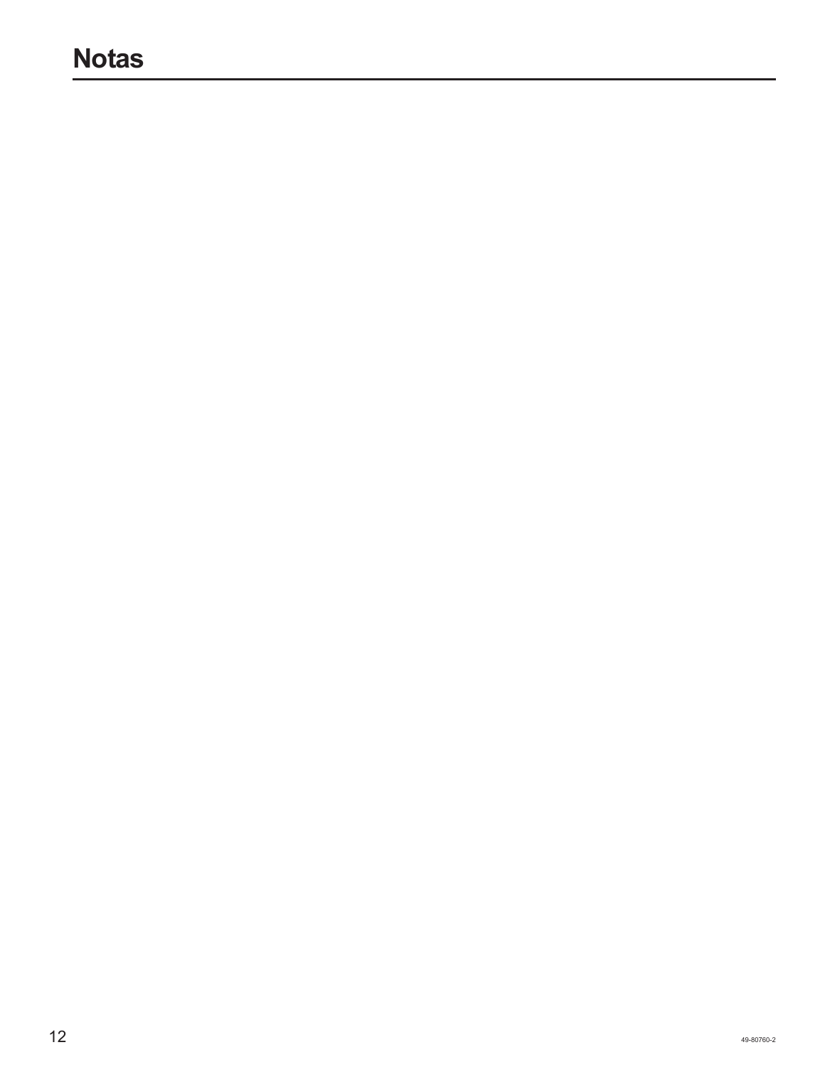# Notas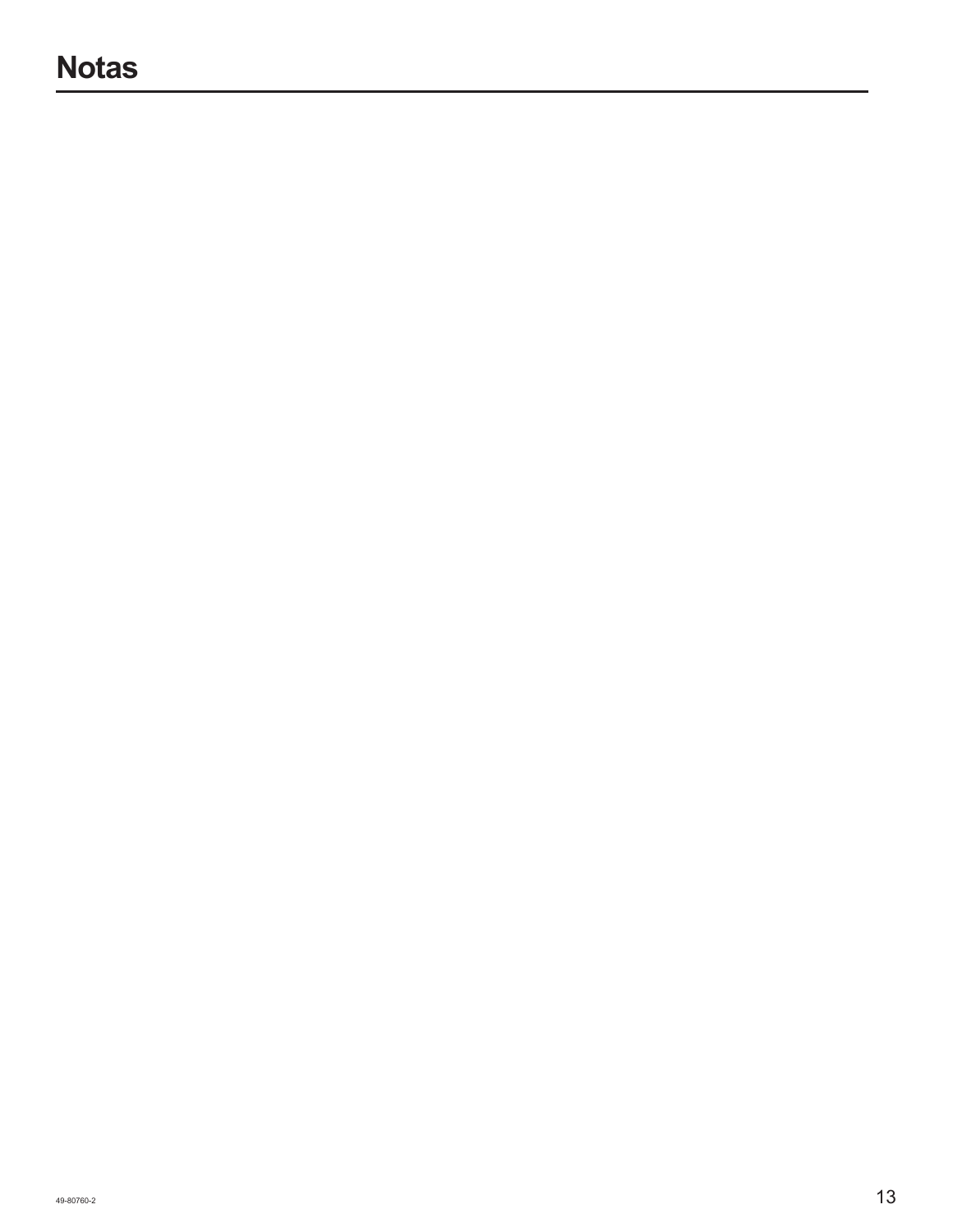# Notas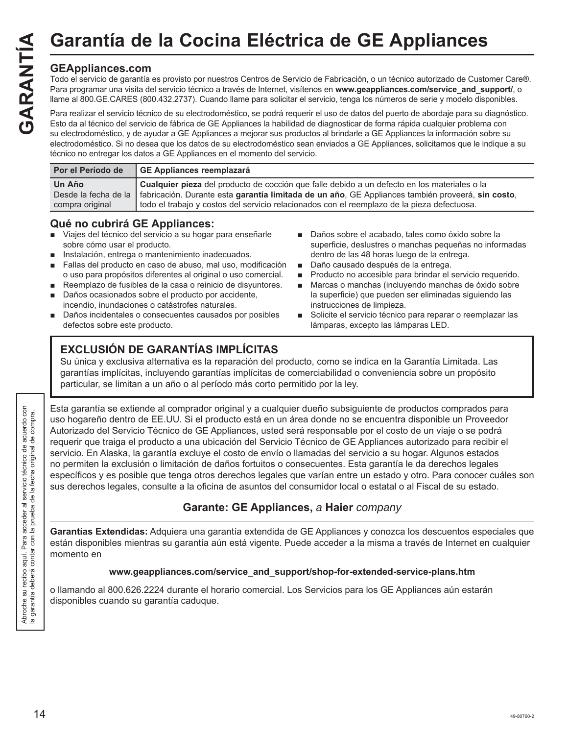# Garantía de la Cocina Eléctrica de GE Appliances

## GEAppliances.com

Todo el servicio de garantía es provisto por nuestros Centros de Servicio de Fabricación, o un técnico autorizado de Customer Care®. Para programar una visita del servicio técnico a través de Internet, visítenos en **www.geappliances.com/service_and_support/**, o llame al 800.GE.CARES (800.432.2737). Cuando llame para solicitar el servicio, tenga los números de serie y modelo disponibles.

Para realizar el servicio técnico de su electrodoméstico, se podrá requerir el uso de datos del puerto de abordaje para su diagnóstico. Esto da al técnico del servicio de fábrica de GE Appliances la habilidad de diagnosticar de forma rápida cualquier problema con su electrodoméstico, y de ayudar a GE Appliances a mejorar sus productos al brindarle a GE Appliances la información sobre su electrodoméstico. Si no desea que los datos de su electrodoméstico sean enviados a GE Appliances, solicitamos que le indique a su técnico no entregar los datos a GE Appliances en el momento del servicio.

| Por el Período de | GE Appliances reemplazará |
|---|---|
| **Un Año** Desde la fecha de la compra original | **Cualquier pieza** del producto de cocción que falle debido a un defecto en los materiales o la fabricación. Durante esta **garantía limitada de un año**, GE Appliances también proveerá, **sin costo**, todo el trabajo y costos del servicio relacionados con el reemplazo de la pieza defectuosa. |

## Qué no cubrirá GE Appliances:

- Viajes del técnico del servicio a su hogar para enseñarle sobre cómo usar el producto.
- Instalación, entrega o mantenimiento inadecuados.
- Fallas del producto en caso de abuso, mal uso, modificación o uso para propósitos diferentes al original o uso comercial.
- Reemplazo de fusibles de la casa o reinicio de disyuntores.
- Daños ocasionados sobre el producto por accidente, incendio, inundaciones o catástrofes naturales.
- Daños incidentales o consecuentes causados por posibles defectos sobre este producto.
- Daños sobre el acabado, tales como óxido sobre la superficie, deslustres o manchas pequeñas no informadas dentro de las 48 horas luego de la entrega.
- Daño causado después de la entrega.
- Producto no accesible para brindar el servicio requerido.
- Marcas o manchas (incluyendo manchas de óxido sobre la superficie) que pueden ser eliminadas siguiendo las instrucciones de limpieza.
- Solicite el servicio técnico para reparar o reemplazar las lámparas, excepto las lámparas LED.

## EXCLUSIÓN DE GARANTÍAS IMPLÍCITAS

Su única y exclusiva alternativa es la reparación del producto, como se indica en la Garantía Limitada. Las garantías implícitas, incluyendo garantías implícitas de comerciabilidad o conveniencia sobre un propósito particular, se limitan a un año o al período más corto permitido por la ley.

Esta garantía se extiende al comprador original y a cualquier dueño subsiguiente de productos comprados para uso hogareño dentro de EE.UU. Si el producto está en un área donde no se encuentra disponible un Proveedor Autorizado del Servicio Técnico de GE Appliances, usted será responsable por el costo de un viaje o se podrá requerir que traiga el producto a una ubicación del Servicio Técnico de GE Appliances autorizado para recibir el servicio. En Alaska, la garantía excluye el costo de envío o llamadas del servicio a su hogar. Algunos estados no permiten la exclusión o limitación de daños fortuitos o consecuentes. Esta garantía le da derechos legales específicos y es posible que tenga otros derechos legales que varían entre un estado y otro. Para conocer cuáles son sus derechos legales, consulte a la oficina de asuntos del consumidor local o estatal o al Fiscal de su estado.

**Garante: GE Appliances,** *a* **Haier** *company*

Abroche su recibo aquí. Para acceder al servicio técnico de acuerdo con la garantía deberá contar con la prueba de la fecha original de compra.

**Garantías Extendidas:** Adquiera una garantía extendida de GE Appliances y conozca los descuentos especiales que están disponibles mientras su garantía aún está vigente. Puede acceder a la misma a través de Internet en cualquier momento en

**www.geappliances.com/service_and_support/shop-for-extended-service-plans.htm**

o llamando al 800.626.2224 durante el horario comercial. Los Servicios para los GE Appliances aún estarán disponibles cuando su garantía caduque.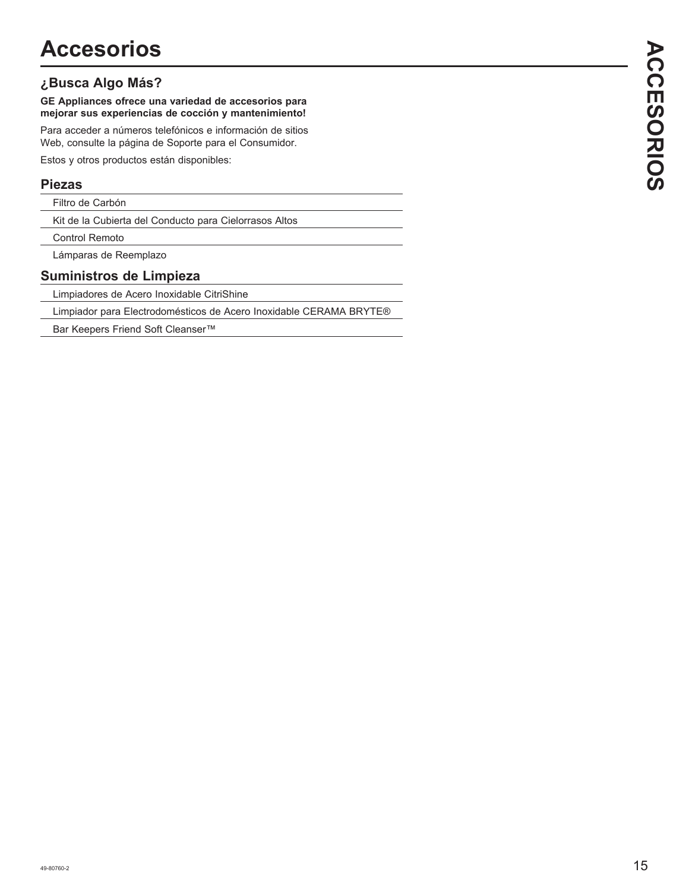# Accesorios

## ¿Busca Algo Más?

**GE Appliances ofrece una variedad de accesorios para mejorar sus experiencias de cocción y mantenimiento!**

Para acceder a números telefónicos e información de sitios Web, consulte la página de Soporte para el Consumidor.

Estos y otros productos están disponibles:

### Piezas

- Filtro de Carbón
- Kit de la Cubierta del Conducto para Cielorrasos Altos
- Control Remoto
- Lámparas de Reemplazo

### Suministros de Limpieza

- Limpiadores de Acero Inoxidable CitriShine
- Limpiador para Electrodomésticos de Acero Inoxidable CERAMA BRYTE®
- Bar Keepers Friend Soft Cleanser™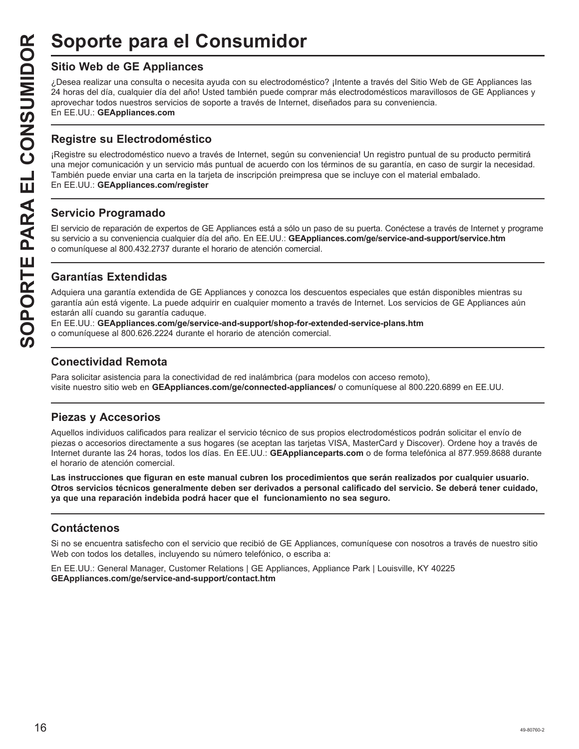# Soporte para el Consumidor

## Sitio Web de GE Appliances

¿Desea realizar una consulta o necesita ayuda con su electrodoméstico? ¡Intente a través del Sitio Web de GE Appliances las 24 horas del día, cualquier día del año! Usted también puede comprar más electrodomésticos maravillosos de GE Appliances y aprovechar todos nuestros servicios de soporte a través de Internet, diseñados para su conveniencia.
En EE.UU.: **GEAppliances.com**

## Registre su Electrodoméstico

¡Registre su electrodoméstico nuevo a través de Internet, según su conveniencia! Un registro puntual de su producto permitirá una mejor comunicación y un servicio más puntual de acuerdo con los términos de su garantía, en caso de surgir la necesidad. También puede enviar una carta en la tarjeta de inscripción preimpresa que se incluye con el material embalado.
En EE.UU.: **GEAppliances.com/register**

## Servicio Programado

El servicio de reparación de expertos de GE Appliances está a sólo un paso de su puerta. Conéctese a través de Internet y programe su servicio a su conveniencia cualquier día del año. En EE.UU.: **GEAppliances.com/ge/service-and-support/service.htm** o comuníquese al 800.432.2737 durante el horario de atención comercial.

## Garantías Extendidas

Adquiera una garantía extendida de GE Appliances y conozca los descuentos especiales que están disponibles mientras su garantía aún está vigente. La puede adquirir en cualquier momento a través de Internet. Los servicios de GE Appliances aún estarán allí cuando su garantía caduque.
En EE.UU.: **GEAppliances.com/ge/service-and-support/shop-for-extended-service-plans.htm**
o comuníquese al 800.626.2224 durante el horario de atención comercial.

## Conectividad Remota

Para solicitar asistencia para la conectividad de red inalámbrica (para modelos con acceso remoto), visite nuestro sitio web en **GEAppliances.com/ge/connected-appliances/** o comuníquese al 800.220.6899 en EE.UU.

## Piezas y Accesorios

Aquellos individuos calificados para realizar el servicio técnico de sus propios electrodomésticos podrán solicitar el envío de piezas o accesorios directamente a sus hogares (se aceptan las tarjetas VISA, MasterCard y Discover). Ordene hoy a través de Internet durante las 24 horas, todos los días. En EE.UU.: **GEApplianceparts.com** o de forma telefónica al 877.959.8688 durante el horario de atención comercial.

**Las instrucciones que figuran en este manual cubren los procedimientos que serán realizados por cualquier usuario. Otros servicios técnicos generalmente deben ser derivados a personal calificado del servicio. Se deberá tener cuidado, ya que una reparación indebida podrá hacer que el funcionamiento no sea seguro.**

## Contáctenos

Si no se encuentra satisfecho con el servicio que recibió de GE Appliances, comuníquese con nosotros a través de nuestro sitio Web con todos los detalles, incluyendo su número telefónico, o escriba a:

En EE.UU.: General Manager, Customer Relations | GE Appliances, Appliance Park | Louisville, KY 40225
**GEAppliances.com/ge/service-and-support/contact.htm**